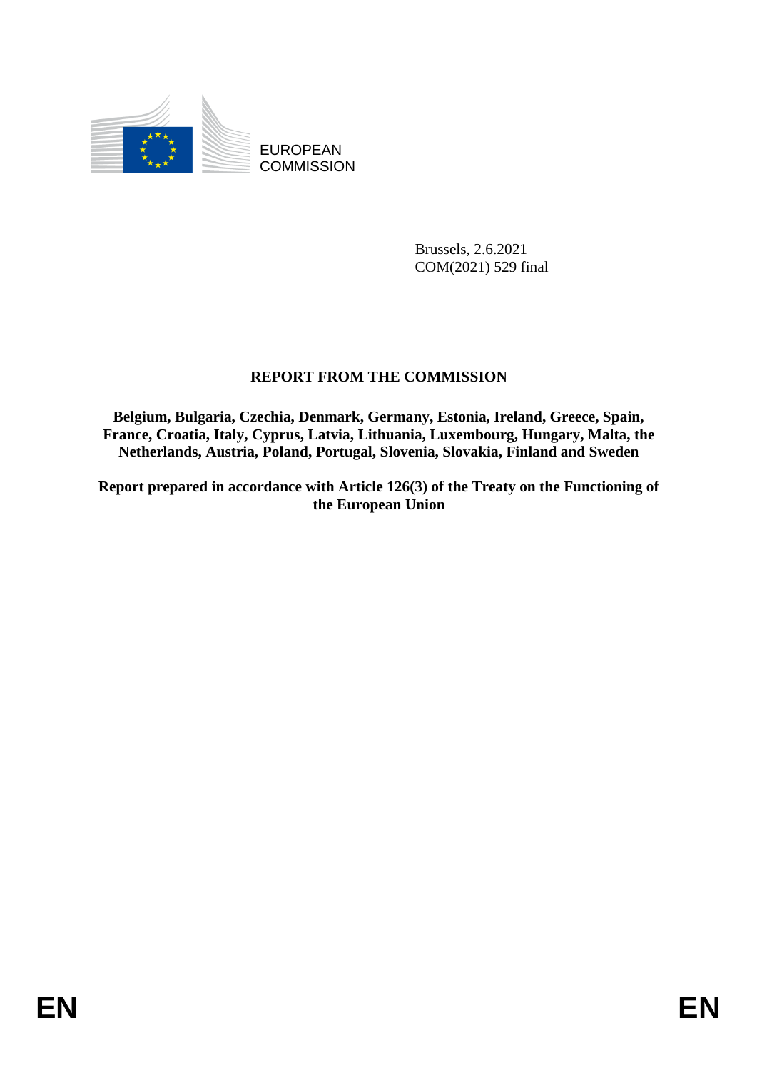EUROPEAN COMMISSION

Brussels, 2.6.2021
COM(2021) 529 final

# REPORT FROM THE COMMISSION

**Belgium, Bulgaria, Czechia, Denmark, Germany, Estonia, Ireland, Greece, Spain, France, Croatia, Italy, Cyprus, Latvia, Lithuania, Luxembourg, Hungary, Malta, the Netherlands, Austria, Poland, Portugal, Slovenia, Slovakia, Finland and Sweden**

**Report prepared in accordance with Article 126(3) of the Treaty on the Functioning of the European Union**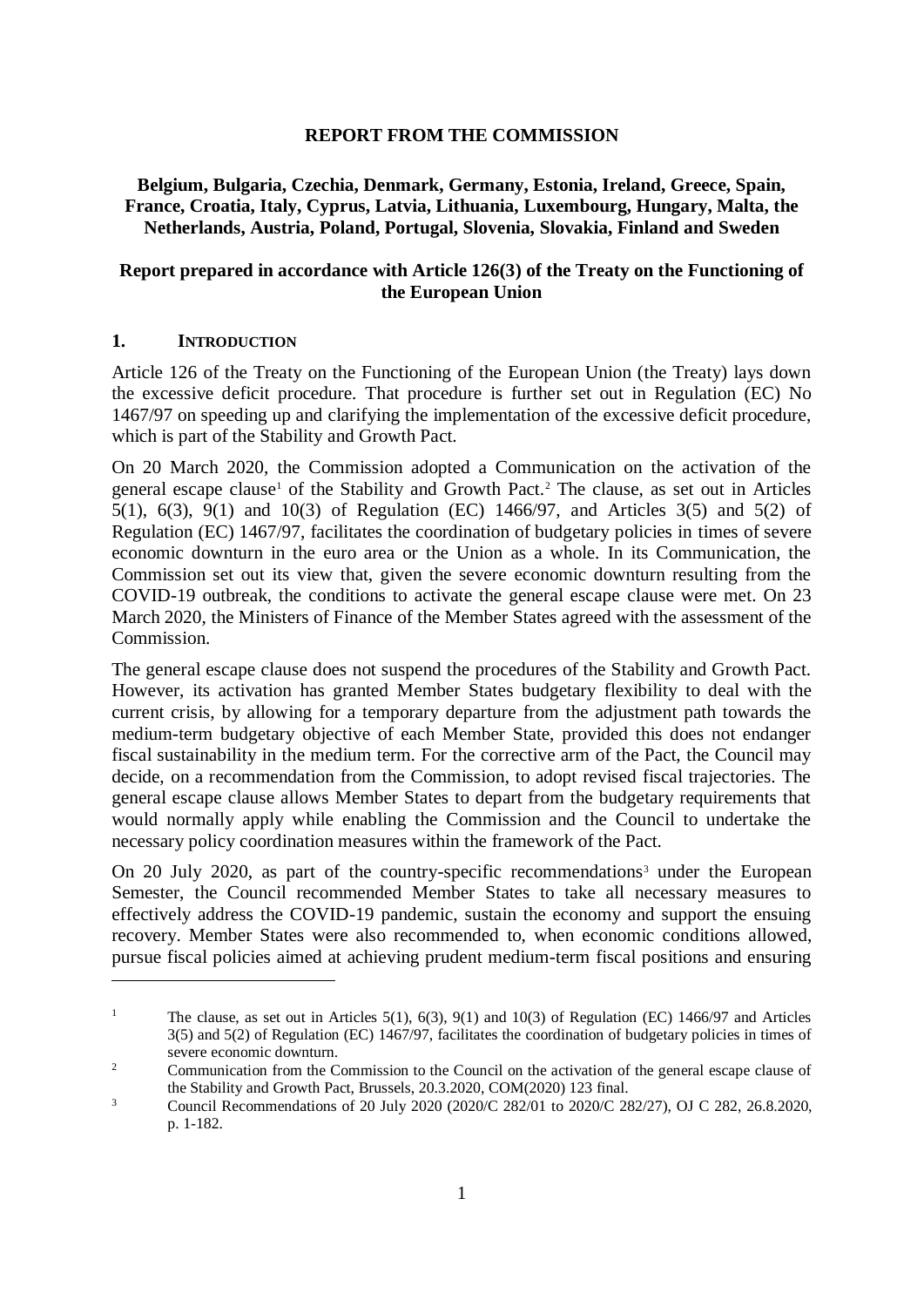**REPORT FROM THE COMMISSION**

**Belgium, Bulgaria, Czechia, Denmark, Germany, Estonia, Ireland, Greece, Spain, France, Croatia, Italy, Cyprus, Latvia, Lithuania, Luxembourg, Hungary, Malta, the Netherlands, Austria, Poland, Portugal, Slovenia, Slovakia, Finland and Sweden**

**Report prepared in accordance with Article 126(3) of the Treaty on the Functioning of the European Union**

## 1. INTRODUCTION

Article 126 of the Treaty on the Functioning of the European Union (the Treaty) lays down the excessive deficit procedure. That procedure is further set out in Regulation (EC) No 1467/97 on speeding up and clarifying the implementation of the excessive deficit procedure, which is part of the Stability and Growth Pact.

On 20 March 2020, the Commission adopted a Communication on the activation of the general escape clause[1] of the Stability and Growth Pact.[2] The clause, as set out in Articles 5(1), 6(3), 9(1) and 10(3) of Regulation (EC) 1466/97, and Articles 3(5) and 5(2) of Regulation (EC) 1467/97, facilitates the coordination of budgetary policies in times of severe economic downturn in the euro area or the Union as a whole. In its Communication, the Commission set out its view that, given the severe economic downturn resulting from the COVID-19 outbreak, the conditions to activate the general escape clause were met. On 23 March 2020, the Ministers of Finance of the Member States agreed with the assessment of the Commission.

The general escape clause does not suspend the procedures of the Stability and Growth Pact. However, its activation has granted Member States budgetary flexibility to deal with the current crisis, by allowing for a temporary departure from the adjustment path towards the medium-term budgetary objective of each Member State, provided this does not endanger fiscal sustainability in the medium term. For the corrective arm of the Pact, the Council may decide, on a recommendation from the Commission, to adopt revised fiscal trajectories. The general escape clause allows Member States to depart from the budgetary requirements that would normally apply while enabling the Commission and the Council to undertake the necessary policy coordination measures within the framework of the Pact.

On 20 July 2020, as part of the country-specific recommendations[3] under the European Semester, the Council recommended Member States to take all necessary measures to effectively address the COVID-19 pandemic, sustain the economy and support the ensuing recovery. Member States were also recommended to, when economic conditions allowed, pursue fiscal policies aimed at achieving prudent medium-term fiscal positions and ensuring

---

[1] The clause, as set out in Articles 5(1), 6(3), 9(1) and 10(3) of Regulation (EC) 1466/97 and Articles 3(5) and 5(2) of Regulation (EC) 1467/97, facilitates the coordination of budgetary policies in times of severe economic downturn.

[2] Communication from the Commission to the Council on the activation of the general escape clause of the Stability and Growth Pact, Brussels, 20.3.2020, COM(2020) 123 final.

[3] Council Recommendations of 20 July 2020 (2020/C 282/01 to 2020/C 282/27), OJ C 282, 26.8.2020, p. 1-182.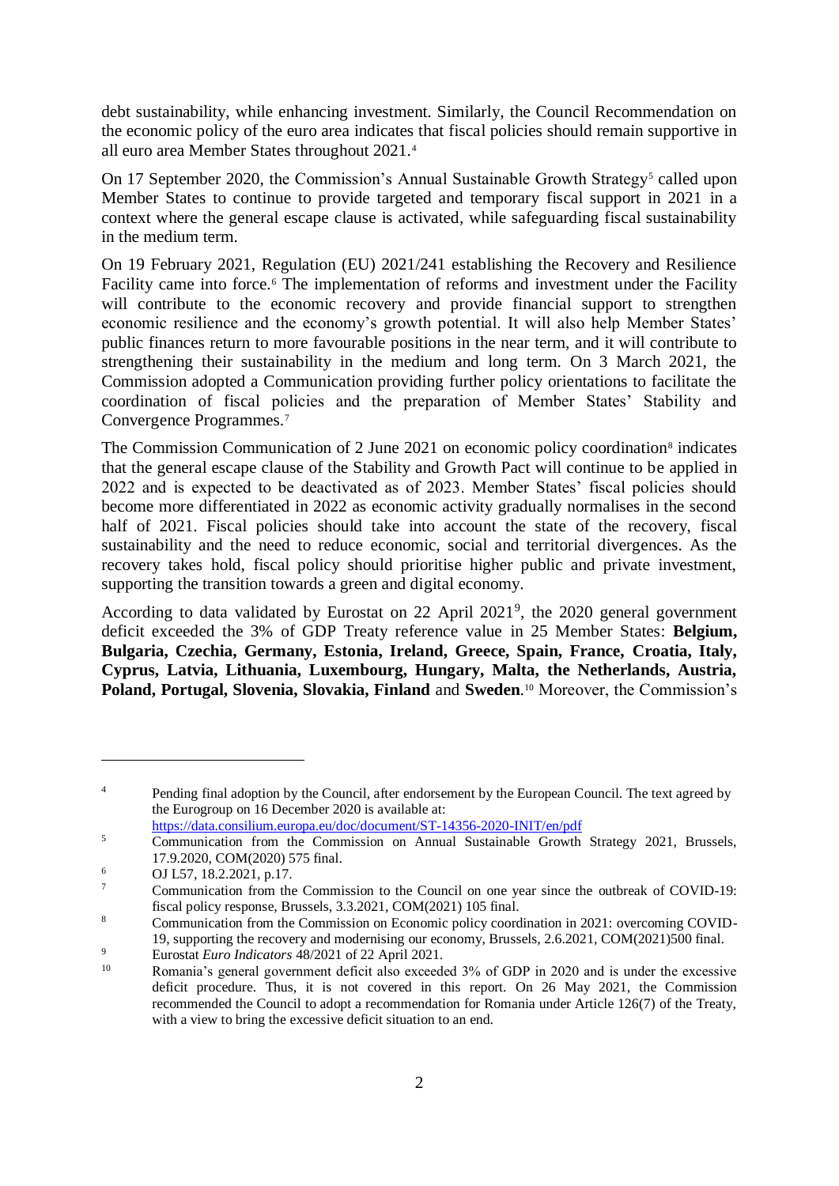debt sustainability, while enhancing investment. Similarly, the Council Recommendation on the economic policy of the euro area indicates that fiscal policies should remain supportive in all euro area Member States throughout 2021.[4]

On 17 September 2020, the Commission's Annual Sustainable Growth Strategy[5] called upon Member States to continue to provide targeted and temporary fiscal support in 2021 in a context where the general escape clause is activated, while safeguarding fiscal sustainability in the medium term.

On 19 February 2021, Regulation (EU) 2021/241 establishing the Recovery and Resilience Facility came into force.[6] The implementation of reforms and investment under the Facility will contribute to the economic recovery and provide financial support to strengthen economic resilience and the economy's growth potential. It will also help Member States' public finances return to more favourable positions in the near term, and it will contribute to strengthening their sustainability in the medium and long term. On 3 March 2021, the Commission adopted a Communication providing further policy orientations to facilitate the coordination of fiscal policies and the preparation of Member States' Stability and Convergence Programmes.[7]

The Commission Communication of 2 June 2021 on economic policy coordination[8] indicates that the general escape clause of the Stability and Growth Pact will continue to be applied in 2022 and is expected to be deactivated as of 2023. Member States' fiscal policies should become more differentiated in 2022 as economic activity gradually normalises in the second half of 2021. Fiscal policies should take into account the state of the recovery, fiscal sustainability and the need to reduce economic, social and territorial divergences. As the recovery takes hold, fiscal policy should prioritise higher public and private investment, supporting the transition towards a green and digital economy.

According to data validated by Eurostat on 22 April 2021[9], the 2020 general government deficit exceeded the 3% of GDP Treaty reference value in 25 Member States: **Belgium, Bulgaria, Czechia, Germany, Estonia, Ireland, Greece, Spain, France, Croatia, Italy, Cyprus, Latvia, Lithuania, Luxembourg, Hungary, Malta, the Netherlands, Austria, Poland, Portugal, Slovenia, Slovakia, Finland** and **Sweden**.[10] Moreover, the Commission's

---

[4] Pending final adoption by the Council, after endorsement by the European Council. The text agreed by the Eurogroup on 16 December 2020 is available at: https://data.consilium.europa.eu/doc/document/ST-14356-2020-INIT/en/pdf

[5] Communication from the Commission on Annual Sustainable Growth Strategy 2021, Brussels, 17.9.2020, COM(2020) 575 final.

[6] OJ L57, 18.2.2021, p.17.

[7] Communication from the Commission to the Council on one year since the outbreak of COVID-19: fiscal policy response, Brussels, 3.3.2021, COM(2021) 105 final.

[8] Communication from the Commission on Economic policy coordination in 2021: overcoming COVID-19, supporting the recovery and modernising our economy, Brussels, 2.6.2021, COM(2021)500 final.

[9] Eurostat *Euro Indicators* 48/2021 of 22 April 2021.

[10] Romania's general government deficit also exceeded 3% of GDP in 2020 and is under the excessive deficit procedure. Thus, it is not covered in this report. On 26 May 2021, the Commission recommended the Council to adopt a recommendation for Romania under Article 126(7) of the Treaty, with a view to bring the excessive deficit situation to an end.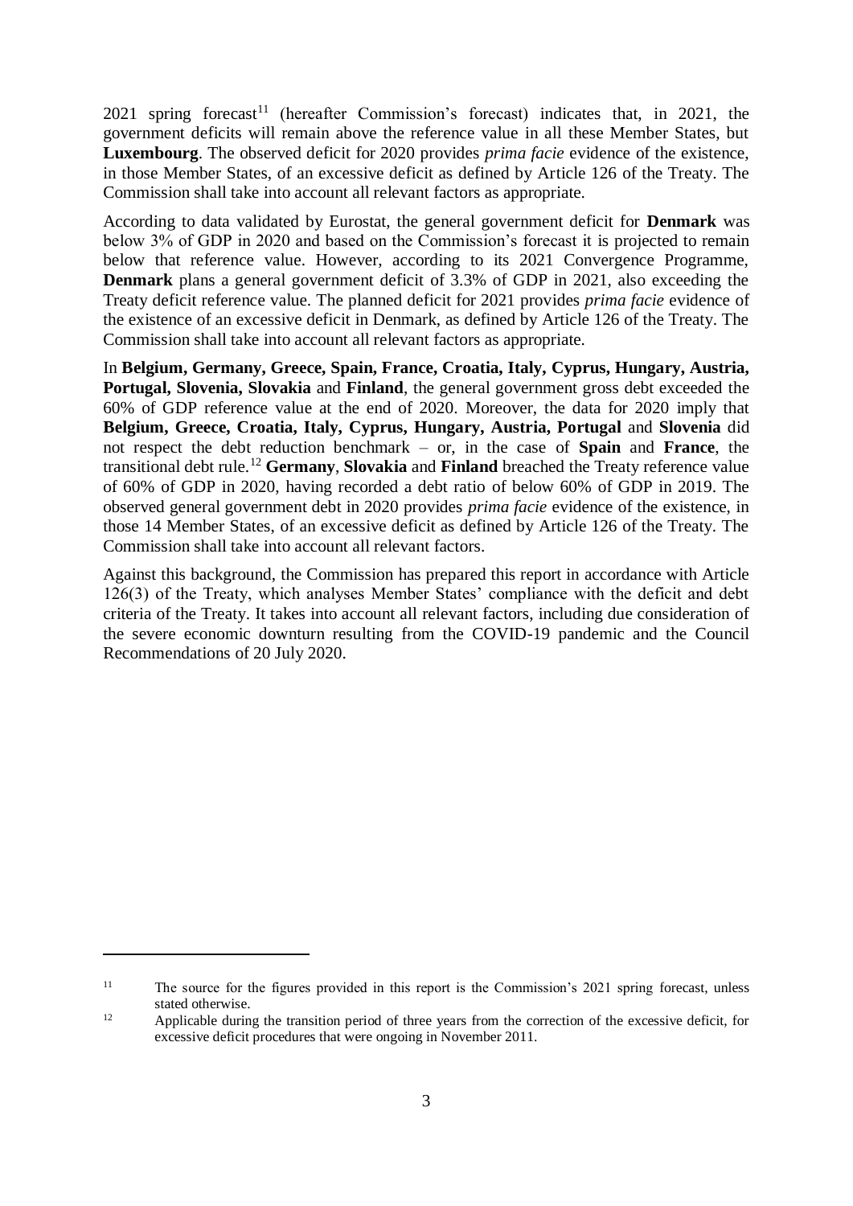2021 spring forecast[11] (hereafter Commission's forecast) indicates that, in 2021, the government deficits will remain above the reference value in all these Member States, but **Luxembourg**. The observed deficit for 2020 provides *prima facie* evidence of the existence, in those Member States, of an excessive deficit as defined by Article 126 of the Treaty. The Commission shall take into account all relevant factors as appropriate.

According to data validated by Eurostat, the general government deficit for **Denmark** was below 3% of GDP in 2020 and based on the Commission's forecast it is projected to remain below that reference value. However, according to its 2021 Convergence Programme, **Denmark** plans a general government deficit of 3.3% of GDP in 2021, also exceeding the Treaty deficit reference value. The planned deficit for 2021 provides *prima facie* evidence of the existence of an excessive deficit in Denmark, as defined by Article 126 of the Treaty. The Commission shall take into account all relevant factors as appropriate.

In **Belgium, Germany, Greece, Spain, France, Croatia, Italy, Cyprus, Hungary, Austria, Portugal, Slovenia, Slovakia** and **Finland**, the general government gross debt exceeded the 60% of GDP reference value at the end of 2020. Moreover, the data for 2020 imply that **Belgium, Greece, Croatia, Italy, Cyprus, Hungary, Austria, Portugal** and **Slovenia** did not respect the debt reduction benchmark – or, in the case of **Spain** and **France**, the transitional debt rule.[12] **Germany**, **Slovakia** and **Finland** breached the Treaty reference value of 60% of GDP in 2020, having recorded a debt ratio of below 60% of GDP in 2019. The observed general government debt in 2020 provides *prima facie* evidence of the existence, in those 14 Member States, of an excessive deficit as defined by Article 126 of the Treaty. The Commission shall take into account all relevant factors.

Against this background, the Commission has prepared this report in accordance with Article 126(3) of the Treaty, which analyses Member States' compliance with the deficit and debt criteria of the Treaty. It takes into account all relevant factors, including due consideration of the severe economic downturn resulting from the COVID-19 pandemic and the Council Recommendations of 20 July 2020.

---

[11] The source for the figures provided in this report is the Commission's 2021 spring forecast, unless stated otherwise.

[12] Applicable during the transition period of three years from the correction of the excessive deficit, for excessive deficit procedures that were ongoing in November 2011.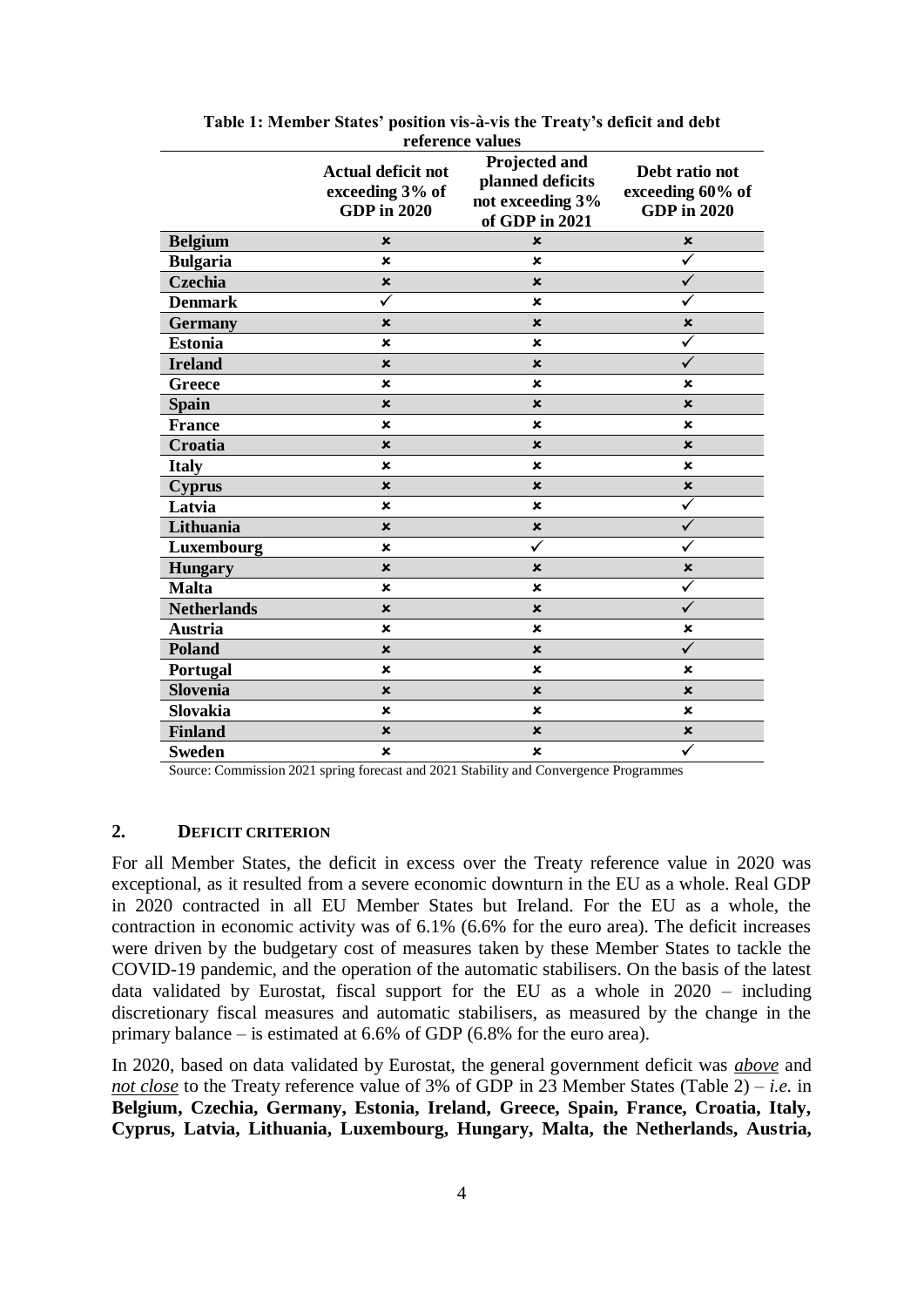**Table 1: Member States' position vis-à-vis the Treaty's deficit and debt reference values**

| | Actual deficit not exceeding 3% of GDP in 2020 | Projected and planned deficits not exceeding 3% of GDP in 2021 | Debt ratio not exceeding 60% of GDP in 2020 |
|---|---|---|---|
| **Belgium** | ✗ | ✗ | ✗ |
| **Bulgaria** | ✗ | ✗ | ✓ |
| **Czechia** | ✗ | ✗ | ✓ |
| **Denmark** | ✓ | ✗ | ✓ |
| **Germany** | ✗ | ✗ | ✗ |
| **Estonia** | ✗ | ✗ | ✓ |
| **Ireland** | ✗ | ✗ | ✓ |
| **Greece** | ✗ | ✗ | ✗ |
| **Spain** | ✗ | ✗ | ✗ |
| **France** | ✗ | ✗ | ✗ |
| **Croatia** | ✗ | ✗ | ✗ |
| **Italy** | ✗ | ✗ | ✗ |
| **Cyprus** | ✗ | ✗ | ✗ |
| **Latvia** | ✗ | ✗ | ✓ |
| **Lithuania** | ✗ | ✗ | ✓ |
| **Luxembourg** | ✗ | ✓ | ✓ |
| **Hungary** | ✗ | ✗ | ✗ |
| **Malta** | ✗ | ✗ | ✓ |
| **Netherlands** | ✗ | ✗ | ✓ |
| **Austria** | ✗ | ✗ | ✗ |
| **Poland** | ✗ | ✗ | ✓ |
| **Portugal** | ✗ | ✗ | ✗ |
| **Slovenia** | ✗ | ✗ | ✗ |
| **Slovakia** | ✗ | ✗ | ✗ |
| **Finland** | ✗ | ✗ | ✗ |
| **Sweden** | ✗ | ✗ | ✓ |

Source: Commission 2021 spring forecast and 2021 Stability and Convergence Programmes

## 2. DEFICIT CRITERION

For all Member States, the deficit in excess over the Treaty reference value in 2020 was exceptional, as it resulted from a severe economic downturn in the EU as a whole. Real GDP in 2020 contracted in all EU Member States but Ireland. For the EU as a whole, the contraction in economic activity was of 6.1% (6.6% for the euro area). The deficit increases were driven by the budgetary cost of measures taken by these Member States to tackle the COVID-19 pandemic, and the operation of the automatic stabilisers. On the basis of the latest data validated by Eurostat, fiscal support for the EU as a whole in 2020 – including discretionary fiscal measures and automatic stabilisers, as measured by the change in the primary balance – is estimated at 6.6% of GDP (6.8% for the euro area).

In 2020, based on data validated by Eurostat, the general government deficit was ***above*** and ***not close*** to the Treaty reference value of 3% of GDP in 23 Member States (Table 2) – *i.e.* in **Belgium, Czechia, Germany, Estonia, Ireland, Greece, Spain, France, Croatia, Italy, Cyprus, Latvia, Lithuania, Luxembourg, Hungary, Malta, the Netherlands, Austria,**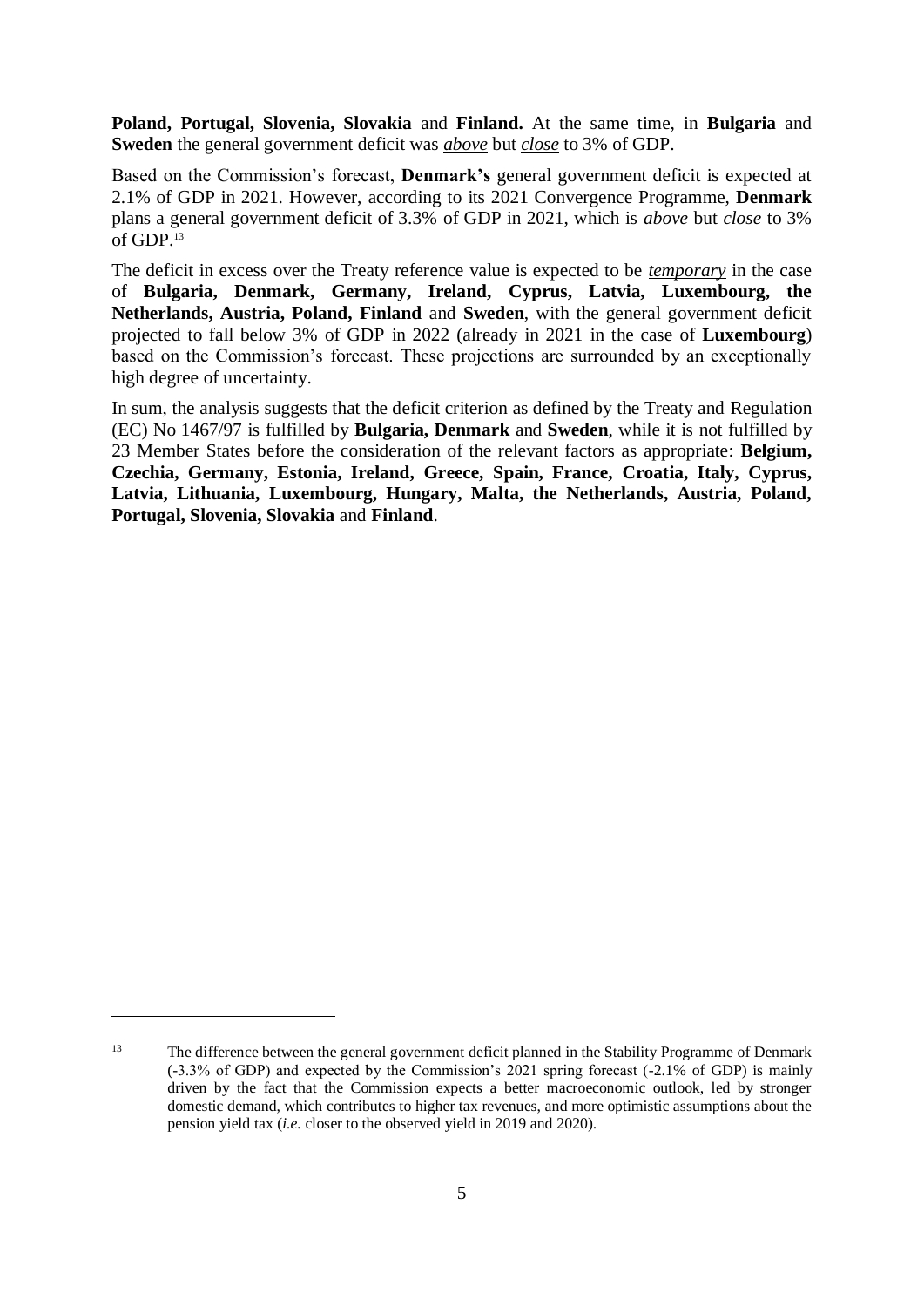**Poland, Portugal, Slovenia, Slovakia** and **Finland.** At the same time, in **Bulgaria** and **Sweden** the general government deficit was ***above*** but ***close*** to 3% of GDP.

Based on the Commission's forecast, **Denmark's** general government deficit is expected at 2.1% of GDP in 2021. However, according to its 2021 Convergence Programme, **Denmark** plans a general government deficit of 3.3% of GDP in 2021, which is ***above*** but ***close*** to 3% of GDP.[13]

The deficit in excess over the Treaty reference value is expected to be ***temporary*** in the case of **Bulgaria, Denmark, Germany, Ireland, Cyprus, Latvia, Luxembourg, the Netherlands, Austria, Poland, Finland** and **Sweden**, with the general government deficit projected to fall below 3% of GDP in 2022 (already in 2021 in the case of **Luxembourg**) based on the Commission's forecast. These projections are surrounded by an exceptionally high degree of uncertainty.

In sum, the analysis suggests that the deficit criterion as defined by the Treaty and Regulation (EC) No 1467/97 is fulfilled by **Bulgaria, Denmark** and **Sweden**, while it is not fulfilled by 23 Member States before the consideration of the relevant factors as appropriate: **Belgium, Czechia, Germany, Estonia, Ireland, Greece, Spain, France, Croatia, Italy, Cyprus, Latvia, Lithuania, Luxembourg, Hungary, Malta, the Netherlands, Austria, Poland, Portugal, Slovenia, Slovakia** and **Finland**.

---

[13] The difference between the general government deficit planned in the Stability Programme of Denmark (-3.3% of GDP) and expected by the Commission's 2021 spring forecast (-2.1% of GDP) is mainly driven by the fact that the Commission expects a better macroeconomic outlook, led by stronger domestic demand, which contributes to higher tax revenues, and more optimistic assumptions about the pension yield tax (*i.e.* closer to the observed yield in 2019 and 2020).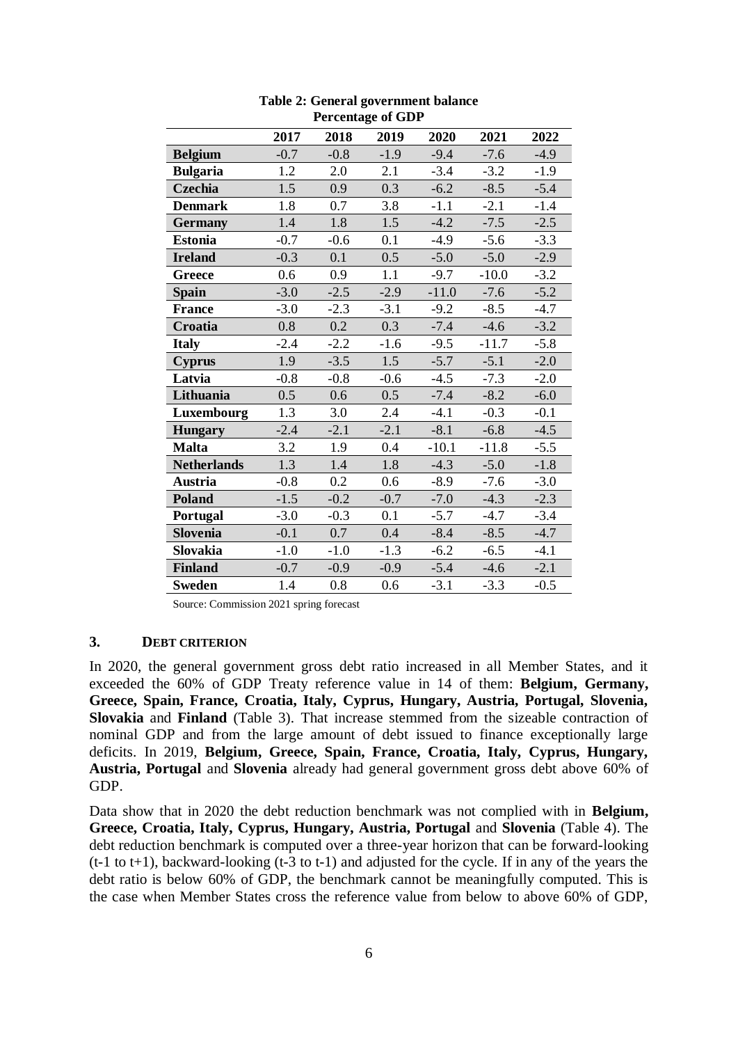**Table 2: General government balance**
**Percentage of GDP**

| | 2017 | 2018 | 2019 | 2020 | 2021 | 2022 |
|---|---|---|---|---|---|---|
| **Belgium** | -0.7 | -0.8 | -1.9 | -9.4 | -7.6 | -4.9 |
| **Bulgaria** | 1.2 | 2.0 | 2.1 | -3.4 | -3.2 | -1.9 |
| **Czechia** | 1.5 | 0.9 | 0.3 | -6.2 | -8.5 | -5.4 |
| **Denmark** | 1.8 | 0.7 | 3.8 | -1.1 | -2.1 | -1.4 |
| **Germany** | 1.4 | 1.8 | 1.5 | -4.2 | -7.5 | -2.5 |
| **Estonia** | -0.7 | -0.6 | 0.1 | -4.9 | -5.6 | -3.3 |
| **Ireland** | -0.3 | 0.1 | 0.5 | -5.0 | -5.0 | -2.9 |
| **Greece** | 0.6 | 0.9 | 1.1 | -9.7 | -10.0 | -3.2 |
| **Spain** | -3.0 | -2.5 | -2.9 | -11.0 | -7.6 | -5.2 |
| **France** | -3.0 | -2.3 | -3.1 | -9.2 | -8.5 | -4.7 |
| **Croatia** | 0.8 | 0.2 | 0.3 | -7.4 | -4.6 | -3.2 |
| **Italy** | -2.4 | -2.2 | -1.6 | -9.5 | -11.7 | -5.8 |
| **Cyprus** | 1.9 | -3.5 | 1.5 | -5.7 | -5.1 | -2.0 |
| **Latvia** | -0.8 | -0.8 | -0.6 | -4.5 | -7.3 | -2.0 |
| **Lithuania** | 0.5 | 0.6 | 0.5 | -7.4 | -8.2 | -6.0 |
| **Luxembourg** | 1.3 | 3.0 | 2.4 | -4.1 | -0.3 | -0.1 |
| **Hungary** | -2.4 | -2.1 | -2.1 | -8.1 | -6.8 | -4.5 |
| **Malta** | 3.2 | 1.9 | 0.4 | -10.1 | -11.8 | -5.5 |
| **Netherlands** | 1.3 | 1.4 | 1.8 | -4.3 | -5.0 | -1.8 |
| **Austria** | -0.8 | 0.2 | 0.6 | -8.9 | -7.6 | -3.0 |
| **Poland** | -1.5 | -0.2 | -0.7 | -7.0 | -4.3 | -2.3 |
| **Portugal** | -3.0 | -0.3 | 0.1 | -5.7 | -4.7 | -3.4 |
| **Slovenia** | -0.1 | 0.7 | 0.4 | -8.4 | -8.5 | -4.7 |
| **Slovakia** | -1.0 | -1.0 | -1.3 | -6.2 | -6.5 | -4.1 |
| **Finland** | -0.7 | -0.9 | -0.9 | -5.4 | -4.6 | -2.1 |
| **Sweden** | 1.4 | 0.8 | 0.6 | -3.1 | -3.3 | -0.5 |

Source: Commission 2021 spring forecast

## 3. DEBT CRITERION

In 2020, the general government gross debt ratio increased in all Member States, and it exceeded the 60% of GDP Treaty reference value in 14 of them: **Belgium, Germany, Greece, Spain, France, Croatia, Italy, Cyprus, Hungary, Austria, Portugal, Slovenia, Slovakia** and **Finland** (Table 3). That increase stemmed from the sizeable contraction of nominal GDP and from the large amount of debt issued to finance exceptionally large deficits. In 2019, **Belgium, Greece, Spain, France, Croatia, Italy, Cyprus, Hungary, Austria, Portugal** and **Slovenia** already had general government gross debt above 60% of GDP.

Data show that in 2020 the debt reduction benchmark was not complied with in **Belgium, Greece, Croatia, Italy, Cyprus, Hungary, Austria, Portugal** and **Slovenia** (Table 4). The debt reduction benchmark is computed over a three-year horizon that can be forward-looking (t-1 to t+1), backward-looking (t-3 to t-1) and adjusted for the cycle. If in any of the years the debt ratio is below 60% of GDP, the benchmark cannot be meaningfully computed. This is the case when Member States cross the reference value from below to above 60% of GDP,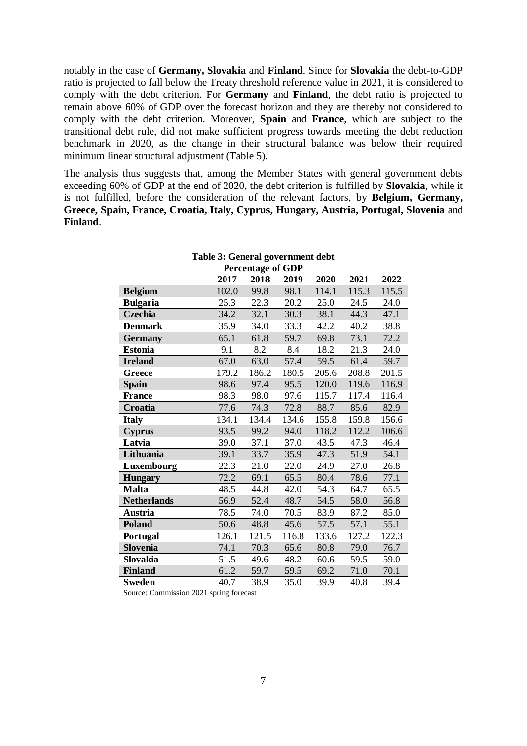notably in the case of **Germany, Slovakia** and **Finland**. Since for **Slovakia** the debt-to-GDP ratio is projected to fall below the Treaty threshold reference value in 2021, it is considered to comply with the debt criterion. For **Germany** and **Finland**, the debt ratio is projected to remain above 60% of GDP over the forecast horizon and they are thereby not considered to comply with the debt criterion. Moreover, **Spain** and **France**, which are subject to the transitional debt rule, did not make sufficient progress towards meeting the debt reduction benchmark in 2020, as the change in their structural balance was below their required minimum linear structural adjustment (Table 5).

The analysis thus suggests that, among the Member States with general government debts exceeding 60% of GDP at the end of 2020, the debt criterion is fulfilled by **Slovakia**, while it is not fulfilled, before the consideration of the relevant factors, by **Belgium, Germany, Greece, Spain, France, Croatia, Italy, Cyprus, Hungary, Austria, Portugal, Slovenia** and **Finland**.

**Table 3: General government debt**
**Percentage of GDP**

| | 2017 | 2018 | 2019 | 2020 | 2021 | 2022 |
|---|---|---|---|---|---|---|
| **Belgium** | 102.0 | 99.8 | 98.1 | 114.1 | 115.3 | 115.5 |
| **Bulgaria** | 25.3 | 22.3 | 20.2 | 25.0 | 24.5 | 24.0 |
| **Czechia** | 34.2 | 32.1 | 30.3 | 38.1 | 44.3 | 47.1 |
| **Denmark** | 35.9 | 34.0 | 33.3 | 42.2 | 40.2 | 38.8 |
| **Germany** | 65.1 | 61.8 | 59.7 | 69.8 | 73.1 | 72.2 |
| **Estonia** | 9.1 | 8.2 | 8.4 | 18.2 | 21.3 | 24.0 |
| **Ireland** | 67.0 | 63.0 | 57.4 | 59.5 | 61.4 | 59.7 |
| **Greece** | 179.2 | 186.2 | 180.5 | 205.6 | 208.8 | 201.5 |
| **Spain** | 98.6 | 97.4 | 95.5 | 120.0 | 119.6 | 116.9 |
| **France** | 98.3 | 98.0 | 97.6 | 115.7 | 117.4 | 116.4 |
| **Croatia** | 77.6 | 74.3 | 72.8 | 88.7 | 85.6 | 82.9 |
| **Italy** | 134.1 | 134.4 | 134.6 | 155.8 | 159.8 | 156.6 |
| **Cyprus** | 93.5 | 99.2 | 94.0 | 118.2 | 112.2 | 106.6 |
| **Latvia** | 39.0 | 37.1 | 37.0 | 43.5 | 47.3 | 46.4 |
| **Lithuania** | 39.1 | 33.7 | 35.9 | 47.3 | 51.9 | 54.1 |
| **Luxembourg** | 22.3 | 21.0 | 22.0 | 24.9 | 27.0 | 26.8 |
| **Hungary** | 72.2 | 69.1 | 65.5 | 80.4 | 78.6 | 77.1 |
| **Malta** | 48.5 | 44.8 | 42.0 | 54.3 | 64.7 | 65.5 |
| **Netherlands** | 56.9 | 52.4 | 48.7 | 54.5 | 58.0 | 56.8 |
| **Austria** | 78.5 | 74.0 | 70.5 | 83.9 | 87.2 | 85.0 |
| **Poland** | 50.6 | 48.8 | 45.6 | 57.5 | 57.1 | 55.1 |
| **Portugal** | 126.1 | 121.5 | 116.8 | 133.6 | 127.2 | 122.3 |
| **Slovenia** | 74.1 | 70.3 | 65.6 | 80.8 | 79.0 | 76.7 |
| **Slovakia** | 51.5 | 49.6 | 48.2 | 60.6 | 59.5 | 59.0 |
| **Finland** | 61.2 | 59.7 | 59.5 | 69.2 | 71.0 | 70.1 |
| **Sweden** | 40.7 | 38.9 | 35.0 | 39.9 | 40.8 | 39.4 |

Source: Commission 2021 spring forecast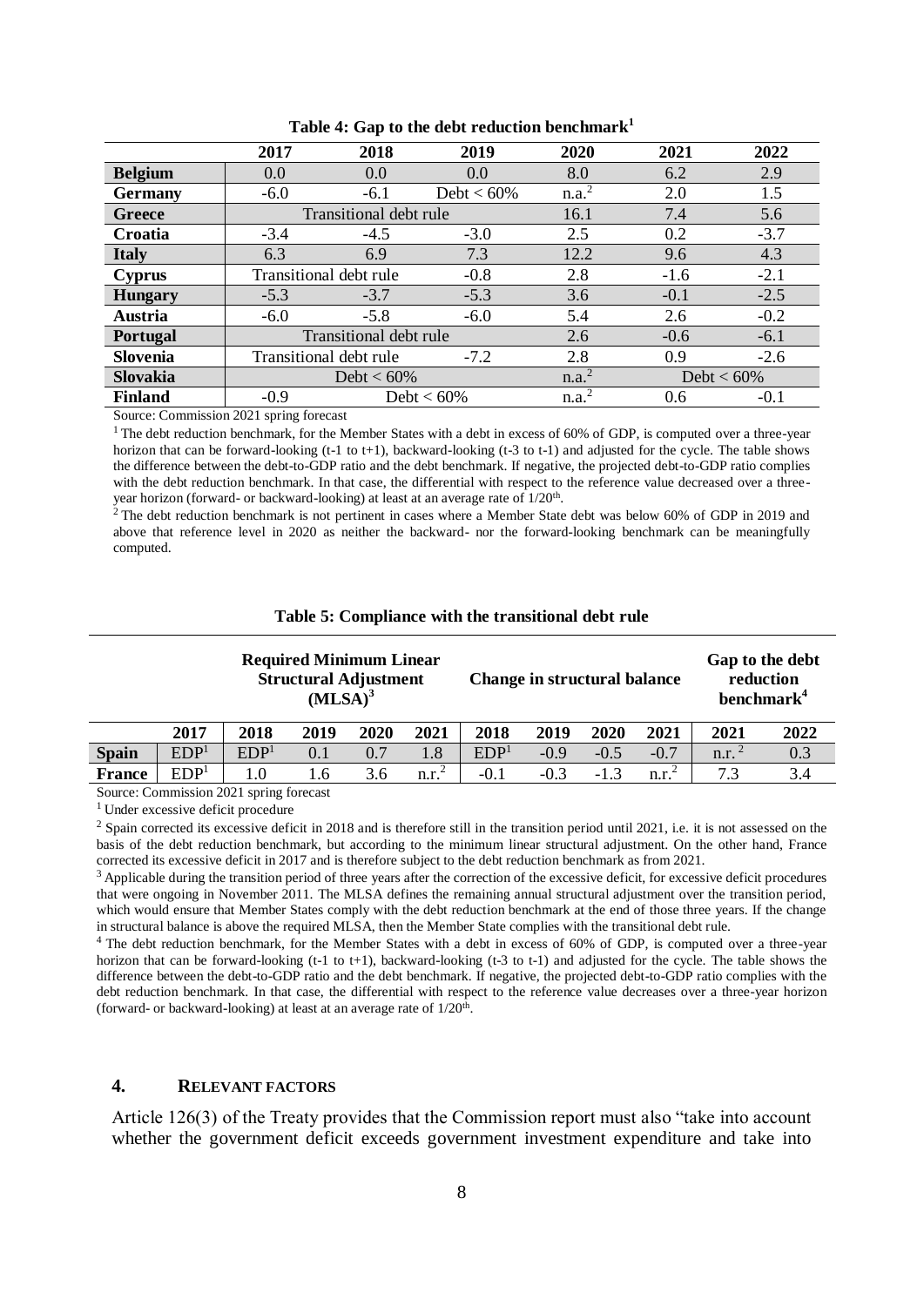**Table 4: Gap to the debt reduction benchmark[1]**

| | 2017 | 2018 | 2019 | 2020 | 2021 | 2022 |
|---|---|---|---|---|---|---|
| **Belgium** | 0.0 | 0.0 | 0.0 | 8.0 | 6.2 | 2.9 |
| **Germany** | -6.0 | -6.1 | Debt < 60% | n.a.[2] | 2.0 | 1.5 |
| **Greece** | Transitional debt rule | | | 16.1 | 7.4 | 5.6 |
| **Croatia** | -3.4 | -4.5 | -3.0 | 2.5 | 0.2 | -3.7 |
| **Italy** | 6.3 | 6.9 | 7.3 | 12.2 | 9.6 | 4.3 |
| **Cyprus** | Transitional debt rule | | -0.8 | 2.8 | -1.6 | -2.1 |
| **Hungary** | -5.3 | -3.7 | -5.3 | 3.6 | -0.1 | -2.5 |
| **Austria** | -6.0 | -5.8 | -6.0 | 5.4 | 2.6 | -0.2 |
| **Portugal** | Transitional debt rule | | | 2.6 | -0.6 | -6.1 |
| **Slovenia** | Transitional debt rule | | -7.2 | 2.8 | 0.9 | -2.6 |
| **Slovakia** | Debt < 60% | | | n.a.[2] | Debt < 60% | |
| **Finland** | -0.9 | Debt < 60% | | n.a.[2] | 0.6 | -0.1 |

Source: Commission 2021 spring forecast

[1] The debt reduction benchmark, for the Member States with a debt in excess of 60% of GDP, is computed over a three-year horizon that can be forward-looking (t-1 to t+1), backward-looking (t-3 to t-1) and adjusted for the cycle. The table shows the difference between the debt-to-GDP ratio and the debt benchmark. If negative, the projected debt-to-GDP ratio complies with the debt reduction benchmark. In that case, the differential with respect to the reference value decreased over a three-year horizon (forward- or backward-looking) at least at an average rate of 1/20th.

[2] The debt reduction benchmark is not pertinent in cases where a Member State debt was below 60% of GDP in 2019 and above that reference level in 2020 as neither the backward- nor the forward-looking benchmark can be meaningfully computed.

**Table 5: Compliance with the transitional debt rule**

| | Required Minimum Linear Structural Adjustment (MLSA)[3] | | | | | Change in structural balance | | | | Gap to the debt reduction benchmark[4] | |
|---|---|---|---|---|---|---|---|---|---|---|---|
| | 2017 | 2018 | 2019 | 2020 | 2021 | 2018 | 2019 | 2020 | 2021 | 2021 | 2022 |
| **Spain** | EDP[1] | EDP[1] | 0.1 | 0.7 | 1.8 | EDP[1] | -0.9 | -0.5 | -0.7 | n.r.[2] | 0.3 |
| **France** | EDP[1] | 1.0 | 1.6 | 3.6 | n.r.[2] | -0.1 | -0.3 | -1.3 | n.r.[2] | 7.3 | 3.4 |

Source: Commission 2021 spring forecast

[1] Under excessive deficit procedure

[2] Spain corrected its excessive deficit in 2018 and is therefore still in the transition period until 2021, i.e. it is not assessed on the basis of the debt reduction benchmark, but according to the minimum linear structural adjustment. On the other hand, France corrected its excessive deficit in 2017 and is therefore subject to the debt reduction benchmark as from 2021.

[3] Applicable during the transition period of three years after the correction of the excessive deficit, for excessive deficit procedures that were ongoing in November 2011. The MLSA defines the remaining annual structural adjustment over the transition period, which would ensure that Member States comply with the debt reduction benchmark at the end of those three years. If the change in structural balance is above the required MLSA, then the Member State complies with the transitional debt rule.

[4] The debt reduction benchmark, for the Member States with a debt in excess of 60% of GDP, is computed over a three-year horizon that can be forward-looking (t-1 to t+1), backward-looking (t-3 to t-1) and adjusted for the cycle. The table shows the difference between the debt-to-GDP ratio and the debt benchmark. If negative, the projected debt-to-GDP ratio complies with the debt reduction benchmark. In that case, the differential with respect to the reference value decreases over a three-year horizon (forward- or backward-looking) at least at an average rate of 1/20th.

## 4. RELEVANT FACTORS

Article 126(3) of the Treaty provides that the Commission report must also "take into account whether the government deficit exceeds government investment expenditure and take into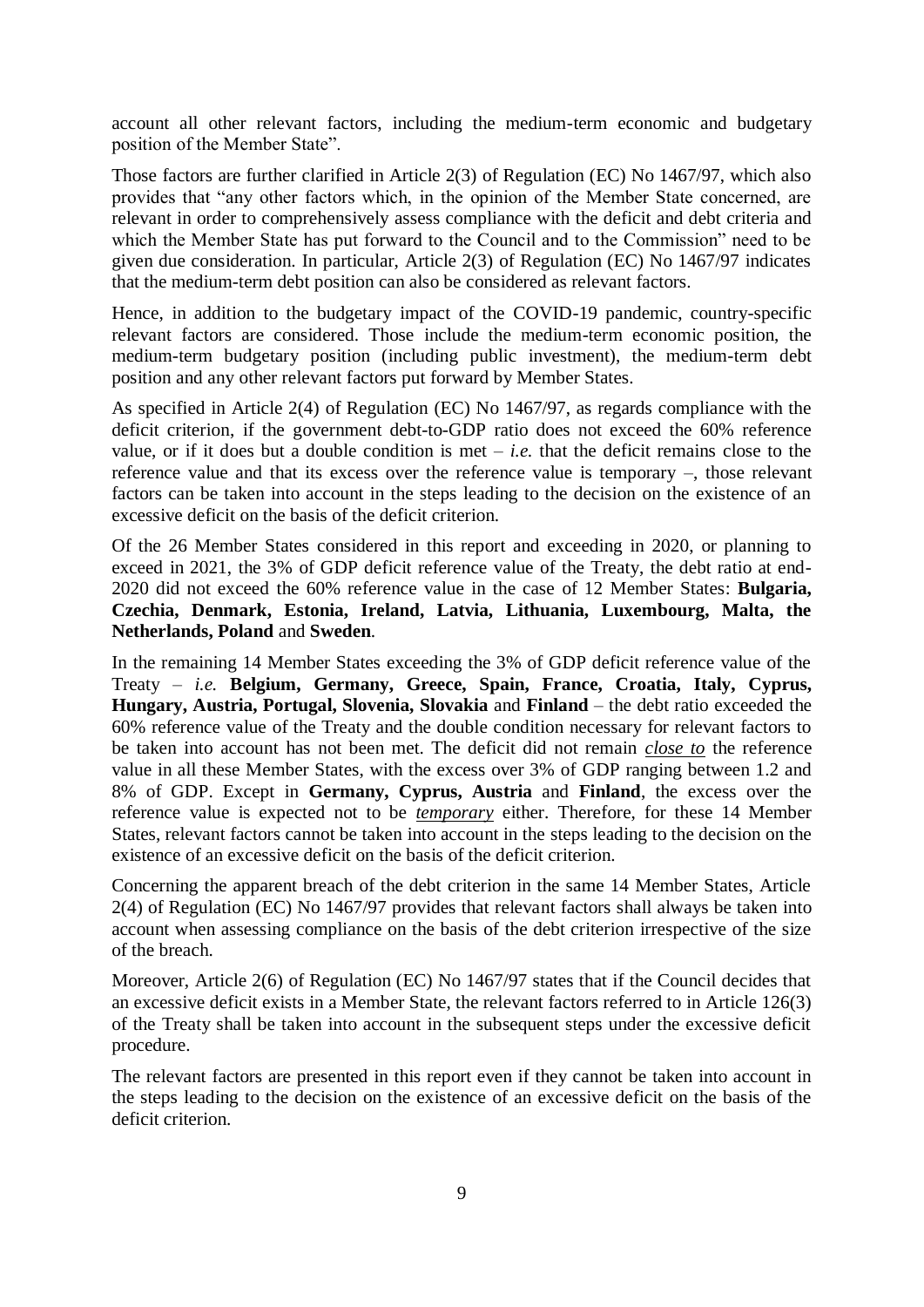account all other relevant factors, including the medium-term economic and budgetary position of the Member State".

Those factors are further clarified in Article 2(3) of Regulation (EC) No 1467/97, which also provides that "any other factors which, in the opinion of the Member State concerned, are relevant in order to comprehensively assess compliance with the deficit and debt criteria and which the Member State has put forward to the Council and to the Commission" need to be given due consideration. In particular, Article 2(3) of Regulation (EC) No 1467/97 indicates that the medium-term debt position can also be considered as relevant factors.

Hence, in addition to the budgetary impact of the COVID-19 pandemic, country-specific relevant factors are considered. Those include the medium-term economic position, the medium-term budgetary position (including public investment), the medium-term debt position and any other relevant factors put forward by Member States.

As specified in Article 2(4) of Regulation (EC) No 1467/97, as regards compliance with the deficit criterion, if the government debt-to-GDP ratio does not exceed the 60% reference value, or if it does but a double condition is met – *i.e.* that the deficit remains close to the reference value and that its excess over the reference value is temporary –, those relevant factors can be taken into account in the steps leading to the decision on the existence of an excessive deficit on the basis of the deficit criterion.

Of the 26 Member States considered in this report and exceeding in 2020, or planning to exceed in 2021, the 3% of GDP deficit reference value of the Treaty, the debt ratio at end-2020 did not exceed the 60% reference value in the case of 12 Member States: **Bulgaria, Czechia, Denmark, Estonia, Ireland, Latvia, Lithuania, Luxembourg, Malta, the Netherlands, Poland** and **Sweden**.

In the remaining 14 Member States exceeding the 3% of GDP deficit reference value of the Treaty – *i.e.* **Belgium, Germany, Greece, Spain, France, Croatia, Italy, Cyprus, Hungary, Austria, Portugal, Slovenia, Slovakia** and **Finland** – the debt ratio exceeded the 60% reference value of the Treaty and the double condition necessary for relevant factors to be taken into account has not been met. The deficit did not remain ***close to*** the reference value in all these Member States, with the excess over 3% of GDP ranging between 1.2 and 8% of GDP. Except in **Germany, Cyprus, Austria** and **Finland**, the excess over the reference value is expected not to be ***temporary*** either. Therefore, for these 14 Member States, relevant factors cannot be taken into account in the steps leading to the decision on the existence of an excessive deficit on the basis of the deficit criterion.

Concerning the apparent breach of the debt criterion in the same 14 Member States, Article 2(4) of Regulation (EC) No 1467/97 provides that relevant factors shall always be taken into account when assessing compliance on the basis of the debt criterion irrespective of the size of the breach.

Moreover, Article 2(6) of Regulation (EC) No 1467/97 states that if the Council decides that an excessive deficit exists in a Member State, the relevant factors referred to in Article 126(3) of the Treaty shall be taken into account in the subsequent steps under the excessive deficit procedure.

The relevant factors are presented in this report even if they cannot be taken into account in the steps leading to the decision on the existence of an excessive deficit on the basis of the deficit criterion.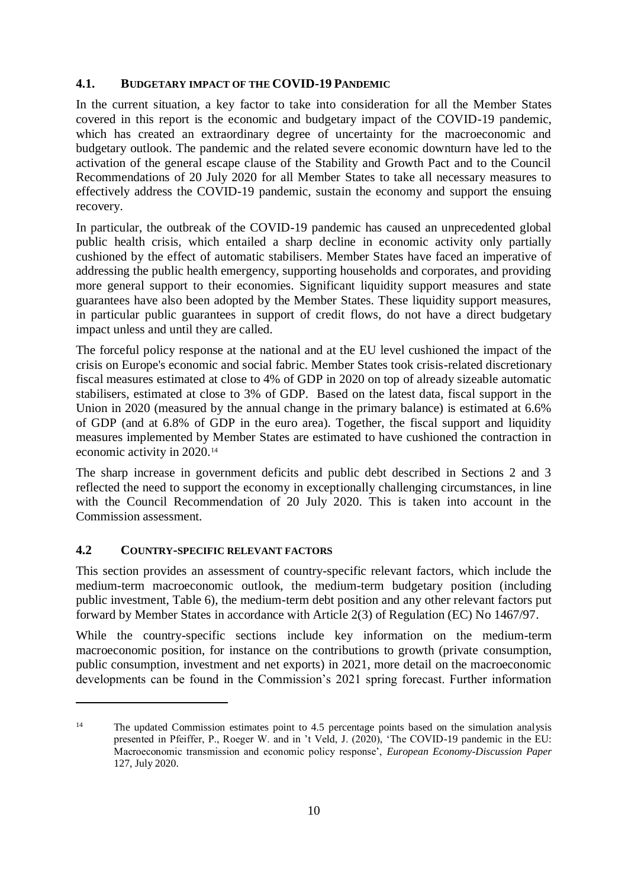### 4.1. BUDGETARY IMPACT OF THE COVID-19 PANDEMIC

In the current situation, a key factor to take into consideration for all the Member States covered in this report is the economic and budgetary impact of the COVID-19 pandemic, which has created an extraordinary degree of uncertainty for the macroeconomic and budgetary outlook. The pandemic and the related severe economic downturn have led to the activation of the general escape clause of the Stability and Growth Pact and to the Council Recommendations of 20 July 2020 for all Member States to take all necessary measures to effectively address the COVID-19 pandemic, sustain the economy and support the ensuing recovery.

In particular, the outbreak of the COVID-19 pandemic has caused an unprecedented global public health crisis, which entailed a sharp decline in economic activity only partially cushioned by the effect of automatic stabilisers. Member States have faced an imperative of addressing the public health emergency, supporting households and corporates, and providing more general support to their economies. Significant liquidity support measures and state guarantees have also been adopted by the Member States. These liquidity support measures, in particular public guarantees in support of credit flows, do not have a direct budgetary impact unless and until they are called.

The forceful policy response at the national and at the EU level cushioned the impact of the crisis on Europe's economic and social fabric. Member States took crisis-related discretionary fiscal measures estimated at close to 4% of GDP in 2020 on top of already sizeable automatic stabilisers, estimated at close to 3% of GDP. Based on the latest data, fiscal support in the Union in 2020 (measured by the annual change in the primary balance) is estimated at 6.6% of GDP (and at 6.8% of GDP in the euro area). Together, the fiscal support and liquidity measures implemented by Member States are estimated to have cushioned the contraction in economic activity in 2020.[14]

The sharp increase in government deficits and public debt described in Sections 2 and 3 reflected the need to support the economy in exceptionally challenging circumstances, in line with the Council Recommendation of 20 July 2020. This is taken into account in the Commission assessment.

### 4.2 COUNTRY-SPECIFIC RELEVANT FACTORS

This section provides an assessment of country-specific relevant factors, which include the medium-term macroeconomic outlook, the medium-term budgetary position (including public investment, Table 6), the medium-term debt position and any other relevant factors put forward by Member States in accordance with Article 2(3) of Regulation (EC) No 1467/97.

While the country-specific sections include key information on the medium-term macroeconomic position, for instance on the contributions to growth (private consumption, public consumption, investment and net exports) in 2021, more detail on the macroeconomic developments can be found in the Commission's 2021 spring forecast. Further information

[14] The updated Commission estimates point to 4.5 percentage points based on the simulation analysis presented in Pfeiffer, P., Roeger W. and in 't Veld, J. (2020), 'The COVID-19 pandemic in the EU: Macroeconomic transmission and economic policy response', *European Economy-Discussion Paper* 127, July 2020.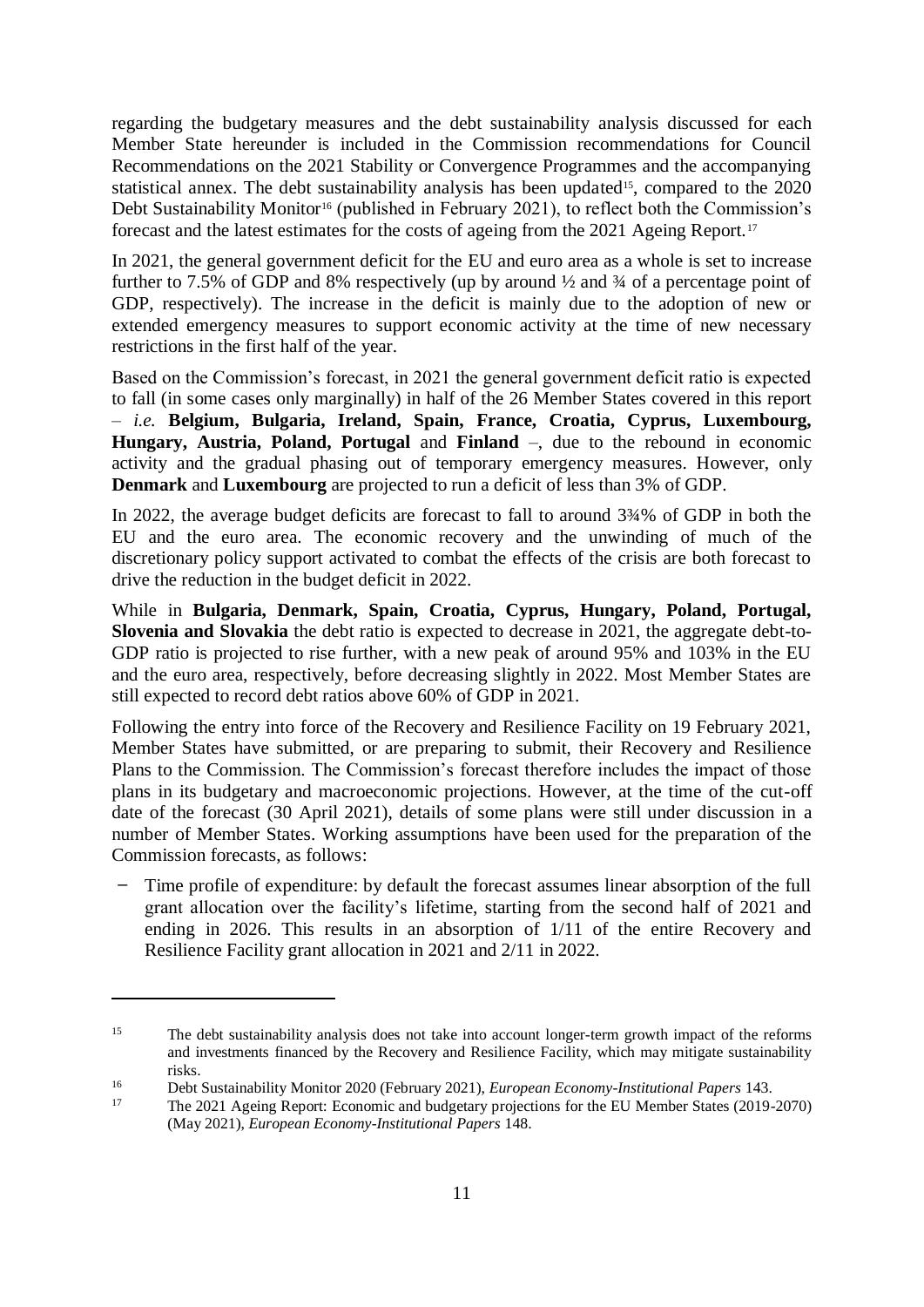regarding the budgetary measures and the debt sustainability analysis discussed for each Member State hereunder is included in the Commission recommendations for Council Recommendations on the 2021 Stability or Convergence Programmes and the accompanying statistical annex. The debt sustainability analysis has been updated[15], compared to the 2020 Debt Sustainability Monitor[16] (published in February 2021), to reflect both the Commission's forecast and the latest estimates for the costs of ageing from the 2021 Ageing Report.[17]

In 2021, the general government deficit for the EU and euro area as a whole is set to increase further to 7.5% of GDP and 8% respectively (up by around ½ and ¾ of a percentage point of GDP, respectively). The increase in the deficit is mainly due to the adoption of new or extended emergency measures to support economic activity at the time of new necessary restrictions in the first half of the year.

Based on the Commission's forecast, in 2021 the general government deficit ratio is expected to fall (in some cases only marginally) in half of the 26 Member States covered in this report – *i.e.* **Belgium, Bulgaria, Ireland, Spain, France, Croatia, Cyprus, Luxembourg, Hungary, Austria, Poland, Portugal** and **Finland** –, due to the rebound in economic activity and the gradual phasing out of temporary emergency measures. However, only **Denmark** and **Luxembourg** are projected to run a deficit of less than 3% of GDP.

In 2022, the average budget deficits are forecast to fall to around 3¾% of GDP in both the EU and the euro area. The economic recovery and the unwinding of much of the discretionary policy support activated to combat the effects of the crisis are both forecast to drive the reduction in the budget deficit in 2022.

While in **Bulgaria, Denmark, Spain, Croatia, Cyprus, Hungary, Poland, Portugal, Slovenia and Slovakia** the debt ratio is expected to decrease in 2021, the aggregate debt-to-GDP ratio is projected to rise further, with a new peak of around 95% and 103% in the EU and the euro area, respectively, before decreasing slightly in 2022. Most Member States are still expected to record debt ratios above 60% of GDP in 2021.

Following the entry into force of the Recovery and Resilience Facility on 19 February 2021, Member States have submitted, or are preparing to submit, their Recovery and Resilience Plans to the Commission. The Commission's forecast therefore includes the impact of those plans in its budgetary and macroeconomic projections. However, at the time of the cut-off date of the forecast (30 April 2021), details of some plans were still under discussion in a number of Member States. Working assumptions have been used for the preparation of the Commission forecasts, as follows:

- Time profile of expenditure: by default the forecast assumes linear absorption of the full grant allocation over the facility's lifetime, starting from the second half of 2021 and ending in 2026. This results in an absorption of 1/11 of the entire Recovery and Resilience Facility grant allocation in 2021 and 2/11 in 2022.

---

[15] The debt sustainability analysis does not take into account longer-term growth impact of the reforms and investments financed by the Recovery and Resilience Facility, which may mitigate sustainability risks.

[16] Debt Sustainability Monitor 2020 (February 2021), *European Economy-Institutional Papers* 143.

[17] The 2021 Ageing Report: Economic and budgetary projections for the EU Member States (2019-2070) (May 2021), *European Economy-Institutional Papers* 148.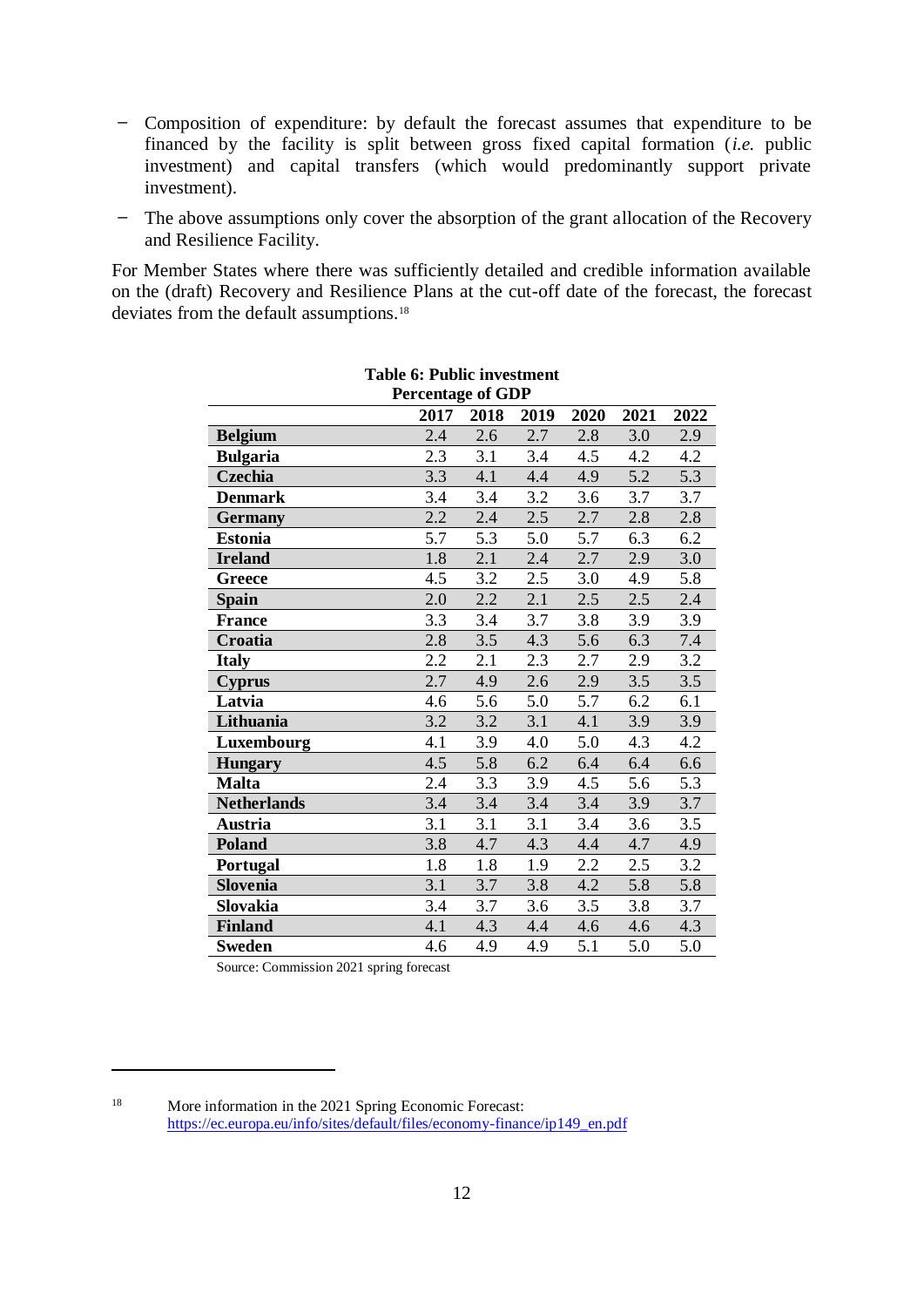- Composition of expenditure: by default the forecast assumes that expenditure to be financed by the facility is split between gross fixed capital formation (*i.e.* public investment) and capital transfers (which would predominantly support private investment).
- The above assumptions only cover the absorption of the grant allocation of the Recovery and Resilience Facility.

For Member States where there was sufficiently detailed and credible information available on the (draft) Recovery and Resilience Plans at the cut-off date of the forecast, the forecast deviates from the default assumptions.[18]

**Table 6: Public investment**
**Percentage of GDP**

| | 2017 | 2018 | 2019 | 2020 | 2021 | 2022 |
|---|---|---|---|---|---|---|
| **Belgium** | 2.4 | 2.6 | 2.7 | 2.8 | 3.0 | 2.9 |
| **Bulgaria** | 2.3 | 3.1 | 3.4 | 4.5 | 4.2 | 4.2 |
| **Czechia** | 3.3 | 4.1 | 4.4 | 4.9 | 5.2 | 5.3 |
| **Denmark** | 3.4 | 3.4 | 3.2 | 3.6 | 3.7 | 3.7 |
| **Germany** | 2.2 | 2.4 | 2.5 | 2.7 | 2.8 | 2.8 |
| **Estonia** | 5.7 | 5.3 | 5.0 | 5.7 | 6.3 | 6.2 |
| **Ireland** | 1.8 | 2.1 | 2.4 | 2.7 | 2.9 | 3.0 |
| **Greece** | 4.5 | 3.2 | 2.5 | 3.0 | 4.9 | 5.8 |
| **Spain** | 2.0 | 2.2 | 2.1 | 2.5 | 2.5 | 2.4 |
| **France** | 3.3 | 3.4 | 3.7 | 3.8 | 3.9 | 3.9 |
| **Croatia** | 2.8 | 3.5 | 4.3 | 5.6 | 6.3 | 7.4 |
| **Italy** | 2.2 | 2.1 | 2.3 | 2.7 | 2.9 | 3.2 |
| **Cyprus** | 2.7 | 4.9 | 2.6 | 2.9 | 3.5 | 3.5 |
| **Latvia** | 4.6 | 5.6 | 5.0 | 5.7 | 6.2 | 6.1 |
| **Lithuania** | 3.2 | 3.2 | 3.1 | 4.1 | 3.9 | 3.9 |
| **Luxembourg** | 4.1 | 3.9 | 4.0 | 5.0 | 4.3 | 4.2 |
| **Hungary** | 4.5 | 5.8 | 6.2 | 6.4 | 6.4 | 6.6 |
| **Malta** | 2.4 | 3.3 | 3.9 | 4.5 | 5.6 | 5.3 |
| **Netherlands** | 3.4 | 3.4 | 3.4 | 3.4 | 3.9 | 3.7 |
| **Austria** | 3.1 | 3.1 | 3.1 | 3.4 | 3.6 | 3.5 |
| **Poland** | 3.8 | 4.7 | 4.3 | 4.4 | 4.7 | 4.9 |
| **Portugal** | 1.8 | 1.8 | 1.9 | 2.2 | 2.5 | 3.2 |
| **Slovenia** | 3.1 | 3.7 | 3.8 | 4.2 | 5.8 | 5.8 |
| **Slovakia** | 3.4 | 3.7 | 3.6 | 3.5 | 3.8 | 3.7 |
| **Finland** | 4.1 | 4.3 | 4.4 | 4.6 | 4.6 | 4.3 |
| **Sweden** | 4.6 | 4.9 | 4.9 | 5.1 | 5.0 | 5.0 |

Source: Commission 2021 spring forecast

[18] More information in the 2021 Spring Economic Forecast: https://ec.europa.eu/info/sites/default/files/economy-finance/ip149_en.pdf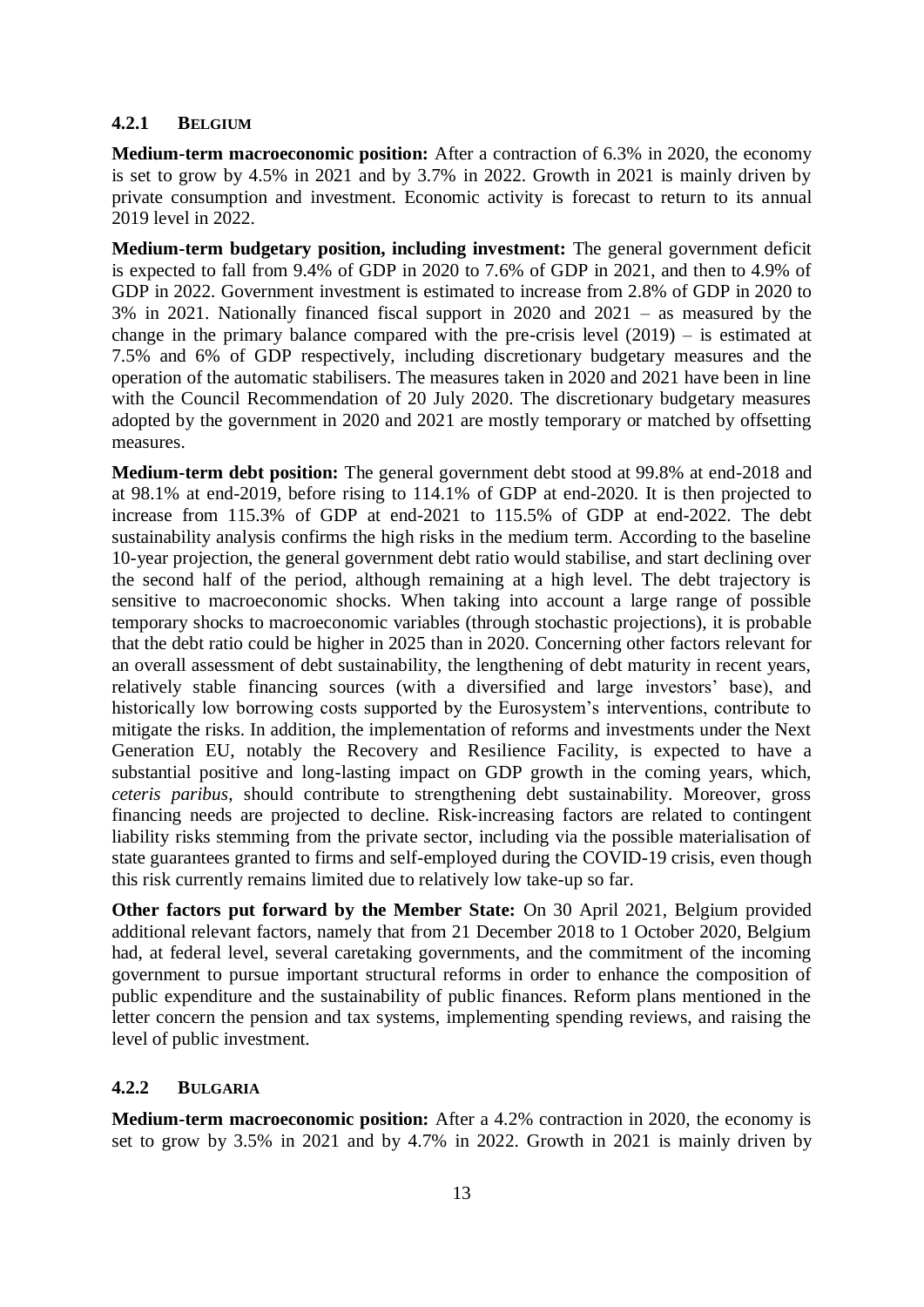### 4.2.1 BELGIUM

**Medium-term macroeconomic position:** After a contraction of 6.3% in 2020, the economy is set to grow by 4.5% in 2021 and by 3.7% in 2022. Growth in 2021 is mainly driven by private consumption and investment. Economic activity is forecast to return to its annual 2019 level in 2022.

**Medium-term budgetary position, including investment:** The general government deficit is expected to fall from 9.4% of GDP in 2020 to 7.6% of GDP in 2021, and then to 4.9% of GDP in 2022. Government investment is estimated to increase from 2.8% of GDP in 2020 to 3% in 2021. Nationally financed fiscal support in 2020 and 2021 – as measured by the change in the primary balance compared with the pre-crisis level (2019) – is estimated at 7.5% and 6% of GDP respectively, including discretionary budgetary measures and the operation of the automatic stabilisers. The measures taken in 2020 and 2021 have been in line with the Council Recommendation of 20 July 2020. The discretionary budgetary measures adopted by the government in 2020 and 2021 are mostly temporary or matched by offsetting measures.

**Medium-term debt position:** The general government debt stood at 99.8% at end-2018 and at 98.1% at end-2019, before rising to 114.1% of GDP at end-2020. It is then projected to increase from 115.3% of GDP at end-2021 to 115.5% of GDP at end-2022. The debt sustainability analysis confirms the high risks in the medium term. According to the baseline 10-year projection, the general government debt ratio would stabilise, and start declining over the second half of the period, although remaining at a high level. The debt trajectory is sensitive to macroeconomic shocks. When taking into account a large range of possible temporary shocks to macroeconomic variables (through stochastic projections), it is probable that the debt ratio could be higher in 2025 than in 2020. Concerning other factors relevant for an overall assessment of debt sustainability, the lengthening of debt maturity in recent years, relatively stable financing sources (with a diversified and large investors' base), and historically low borrowing costs supported by the Eurosystem's interventions, contribute to mitigate the risks. In addition, the implementation of reforms and investments under the Next Generation EU, notably the Recovery and Resilience Facility, is expected to have a substantial positive and long-lasting impact on GDP growth in the coming years, which, *ceteris paribus*, should contribute to strengthening debt sustainability. Moreover, gross financing needs are projected to decline. Risk-increasing factors are related to contingent liability risks stemming from the private sector, including via the possible materialisation of state guarantees granted to firms and self-employed during the COVID-19 crisis, even though this risk currently remains limited due to relatively low take-up so far.

**Other factors put forward by the Member State:** On 30 April 2021, Belgium provided additional relevant factors, namely that from 21 December 2018 to 1 October 2020, Belgium had, at federal level, several caretaking governments, and the commitment of the incoming government to pursue important structural reforms in order to enhance the composition of public expenditure and the sustainability of public finances. Reform plans mentioned in the letter concern the pension and tax systems, implementing spending reviews, and raising the level of public investment.

### 4.2.2 BULGARIA

**Medium-term macroeconomic position:** After a 4.2% contraction in 2020, the economy is set to grow by 3.5% in 2021 and by 4.7% in 2022. Growth in 2021 is mainly driven by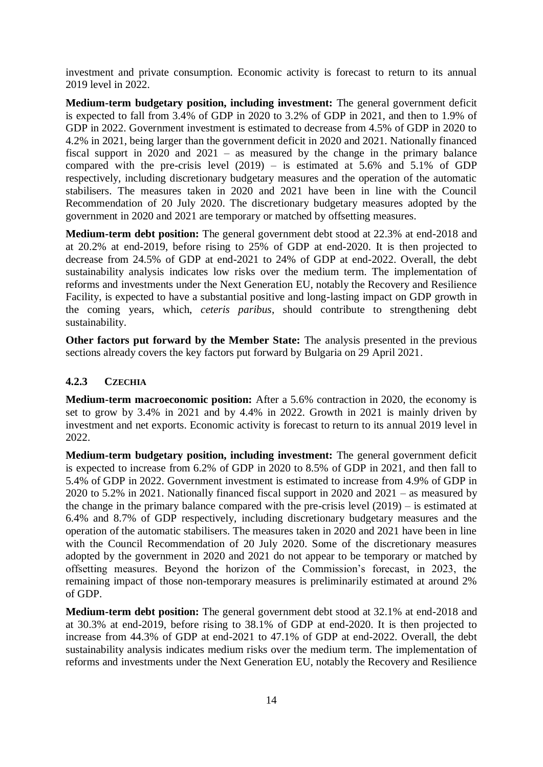investment and private consumption. Economic activity is forecast to return to its annual 2019 level in 2022.

**Medium-term budgetary position, including investment:** The general government deficit is expected to fall from 3.4% of GDP in 2020 to 3.2% of GDP in 2021, and then to 1.9% of GDP in 2022. Government investment is estimated to decrease from 4.5% of GDP in 2020 to 4.2% in 2021, being larger than the government deficit in 2020 and 2021. Nationally financed fiscal support in 2020 and 2021 – as measured by the change in the primary balance compared with the pre-crisis level (2019) – is estimated at 5.6% and 5.1% of GDP respectively, including discretionary budgetary measures and the operation of the automatic stabilisers. The measures taken in 2020 and 2021 have been in line with the Council Recommendation of 20 July 2020. The discretionary budgetary measures adopted by the government in 2020 and 2021 are temporary or matched by offsetting measures.

**Medium-term debt position:** The general government debt stood at 22.3% at end-2018 and at 20.2% at end-2019, before rising to 25% of GDP at end-2020. It is then projected to decrease from 24.5% of GDP at end-2021 to 24% of GDP at end-2022. Overall, the debt sustainability analysis indicates low risks over the medium term. The implementation of reforms and investments under the Next Generation EU, notably the Recovery and Resilience Facility, is expected to have a substantial positive and long-lasting impact on GDP growth in the coming years, which, *ceteris paribus*, should contribute to strengthening debt sustainability.

**Other factors put forward by the Member State:** The analysis presented in the previous sections already covers the key factors put forward by Bulgaria on 29 April 2021.

### 4.2.3 CZECHIA

**Medium-term macroeconomic position:** After a 5.6% contraction in 2020, the economy is set to grow by 3.4% in 2021 and by 4.4% in 2022. Growth in 2021 is mainly driven by investment and net exports. Economic activity is forecast to return to its annual 2019 level in 2022.

**Medium-term budgetary position, including investment:** The general government deficit is expected to increase from 6.2% of GDP in 2020 to 8.5% of GDP in 2021, and then fall to 5.4% of GDP in 2022. Government investment is estimated to increase from 4.9% of GDP in 2020 to 5.2% in 2021. Nationally financed fiscal support in 2020 and 2021 – as measured by the change in the primary balance compared with the pre-crisis level (2019) – is estimated at 6.4% and 8.7% of GDP respectively, including discretionary budgetary measures and the operation of the automatic stabilisers. The measures taken in 2020 and 2021 have been in line with the Council Recommendation of 20 July 2020. Some of the discretionary measures adopted by the government in 2020 and 2021 do not appear to be temporary or matched by offsetting measures. Beyond the horizon of the Commission's forecast, in 2023, the remaining impact of those non-temporary measures is preliminarily estimated at around 2% of GDP.

**Medium-term debt position:** The general government debt stood at 32.1% at end-2018 and at 30.3% at end-2019, before rising to 38.1% of GDP at end-2020. It is then projected to increase from 44.3% of GDP at end-2021 to 47.1% of GDP at end-2022. Overall, the debt sustainability analysis indicates medium risks over the medium term. The implementation of reforms and investments under the Next Generation EU, notably the Recovery and Resilience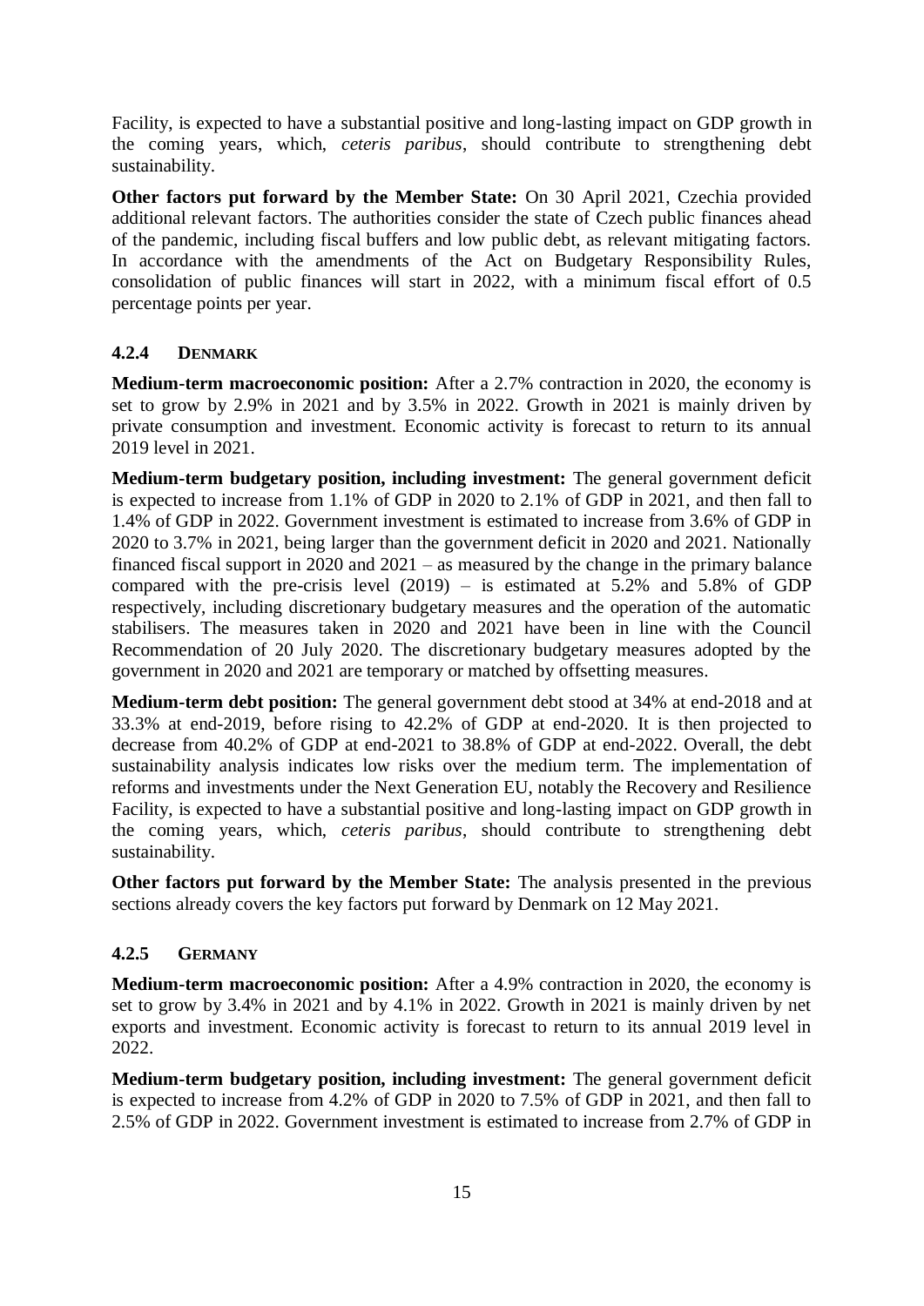Facility, is expected to have a substantial positive and long-lasting impact on GDP growth in the coming years, which, *ceteris paribus*, should contribute to strengthening debt sustainability.

**Other factors put forward by the Member State:** On 30 April 2021, Czechia provided additional relevant factors. The authorities consider the state of Czech public finances ahead of the pandemic, including fiscal buffers and low public debt, as relevant mitigating factors. In accordance with the amendments of the Act on Budgetary Responsibility Rules, consolidation of public finances will start in 2022, with a minimum fiscal effort of 0.5 percentage points per year.

### 4.2.4 DENMARK

**Medium-term macroeconomic position:** After a 2.7% contraction in 2020, the economy is set to grow by 2.9% in 2021 and by 3.5% in 2022. Growth in 2021 is mainly driven by private consumption and investment. Economic activity is forecast to return to its annual 2019 level in 2021.

**Medium-term budgetary position, including investment:** The general government deficit is expected to increase from 1.1% of GDP in 2020 to 2.1% of GDP in 2021, and then fall to 1.4% of GDP in 2022. Government investment is estimated to increase from 3.6% of GDP in 2020 to 3.7% in 2021, being larger than the government deficit in 2020 and 2021. Nationally financed fiscal support in 2020 and 2021 – as measured by the change in the primary balance compared with the pre-crisis level (2019) – is estimated at 5.2% and 5.8% of GDP respectively, including discretionary budgetary measures and the operation of the automatic stabilisers. The measures taken in 2020 and 2021 have been in line with the Council Recommendation of 20 July 2020. The discretionary budgetary measures adopted by the government in 2020 and 2021 are temporary or matched by offsetting measures.

**Medium-term debt position:** The general government debt stood at 34% at end-2018 and at 33.3% at end-2019, before rising to 42.2% of GDP at end-2020. It is then projected to decrease from 40.2% of GDP at end-2021 to 38.8% of GDP at end-2022. Overall, the debt sustainability analysis indicates low risks over the medium term. The implementation of reforms and investments under the Next Generation EU, notably the Recovery and Resilience Facility, is expected to have a substantial positive and long-lasting impact on GDP growth in the coming years, which, *ceteris paribus*, should contribute to strengthening debt sustainability.

**Other factors put forward by the Member State:** The analysis presented in the previous sections already covers the key factors put forward by Denmark on 12 May 2021.

### 4.2.5 GERMANY

**Medium-term macroeconomic position:** After a 4.9% contraction in 2020, the economy is set to grow by 3.4% in 2021 and by 4.1% in 2022. Growth in 2021 is mainly driven by net exports and investment. Economic activity is forecast to return to its annual 2019 level in 2022.

**Medium-term budgetary position, including investment:** The general government deficit is expected to increase from 4.2% of GDP in 2020 to 7.5% of GDP in 2021, and then fall to 2.5% of GDP in 2022. Government investment is estimated to increase from 2.7% of GDP in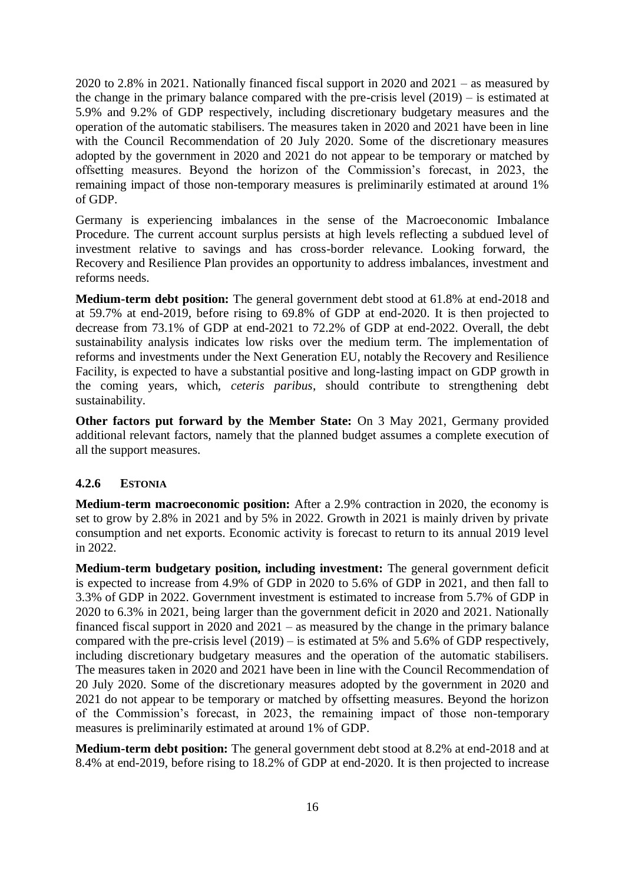2020 to 2.8% in 2021. Nationally financed fiscal support in 2020 and 2021 – as measured by the change in the primary balance compared with the pre-crisis level (2019) – is estimated at 5.9% and 9.2% of GDP respectively, including discretionary budgetary measures and the operation of the automatic stabilisers. The measures taken in 2020 and 2021 have been in line with the Council Recommendation of 20 July 2020. Some of the discretionary measures adopted by the government in 2020 and 2021 do not appear to be temporary or matched by offsetting measures. Beyond the horizon of the Commission's forecast, in 2023, the remaining impact of those non-temporary measures is preliminarily estimated at around 1% of GDP.

Germany is experiencing imbalances in the sense of the Macroeconomic Imbalance Procedure. The current account surplus persists at high levels reflecting a subdued level of investment relative to savings and has cross-border relevance. Looking forward, the Recovery and Resilience Plan provides an opportunity to address imbalances, investment and reforms needs.

**Medium-term debt position:** The general government debt stood at 61.8% at end-2018 and at 59.7% at end-2019, before rising to 69.8% of GDP at end-2020. It is then projected to decrease from 73.1% of GDP at end-2021 to 72.2% of GDP at end-2022. Overall, the debt sustainability analysis indicates low risks over the medium term. The implementation of reforms and investments under the Next Generation EU, notably the Recovery and Resilience Facility, is expected to have a substantial positive and long-lasting impact on GDP growth in the coming years, which, *ceteris paribus*, should contribute to strengthening debt sustainability.

**Other factors put forward by the Member State:** On 3 May 2021, Germany provided additional relevant factors, namely that the planned budget assumes a complete execution of all the support measures.

### 4.2.6 ESTONIA

**Medium-term macroeconomic position:** After a 2.9% contraction in 2020, the economy is set to grow by 2.8% in 2021 and by 5% in 2022. Growth in 2021 is mainly driven by private consumption and net exports. Economic activity is forecast to return to its annual 2019 level in 2022.

**Medium-term budgetary position, including investment:** The general government deficit is expected to increase from 4.9% of GDP in 2020 to 5.6% of GDP in 2021, and then fall to 3.3% of GDP in 2022. Government investment is estimated to increase from 5.7% of GDP in 2020 to 6.3% in 2021, being larger than the government deficit in 2020 and 2021. Nationally financed fiscal support in 2020 and 2021 – as measured by the change in the primary balance compared with the pre-crisis level (2019) – is estimated at 5% and 5.6% of GDP respectively, including discretionary budgetary measures and the operation of the automatic stabilisers. The measures taken in 2020 and 2021 have been in line with the Council Recommendation of 20 July 2020. Some of the discretionary measures adopted by the government in 2020 and 2021 do not appear to be temporary or matched by offsetting measures. Beyond the horizon of the Commission's forecast, in 2023, the remaining impact of those non-temporary measures is preliminarily estimated at around 1% of GDP.

**Medium-term debt position:** The general government debt stood at 8.2% at end-2018 and at 8.4% at end-2019, before rising to 18.2% of GDP at end-2020. It is then projected to increase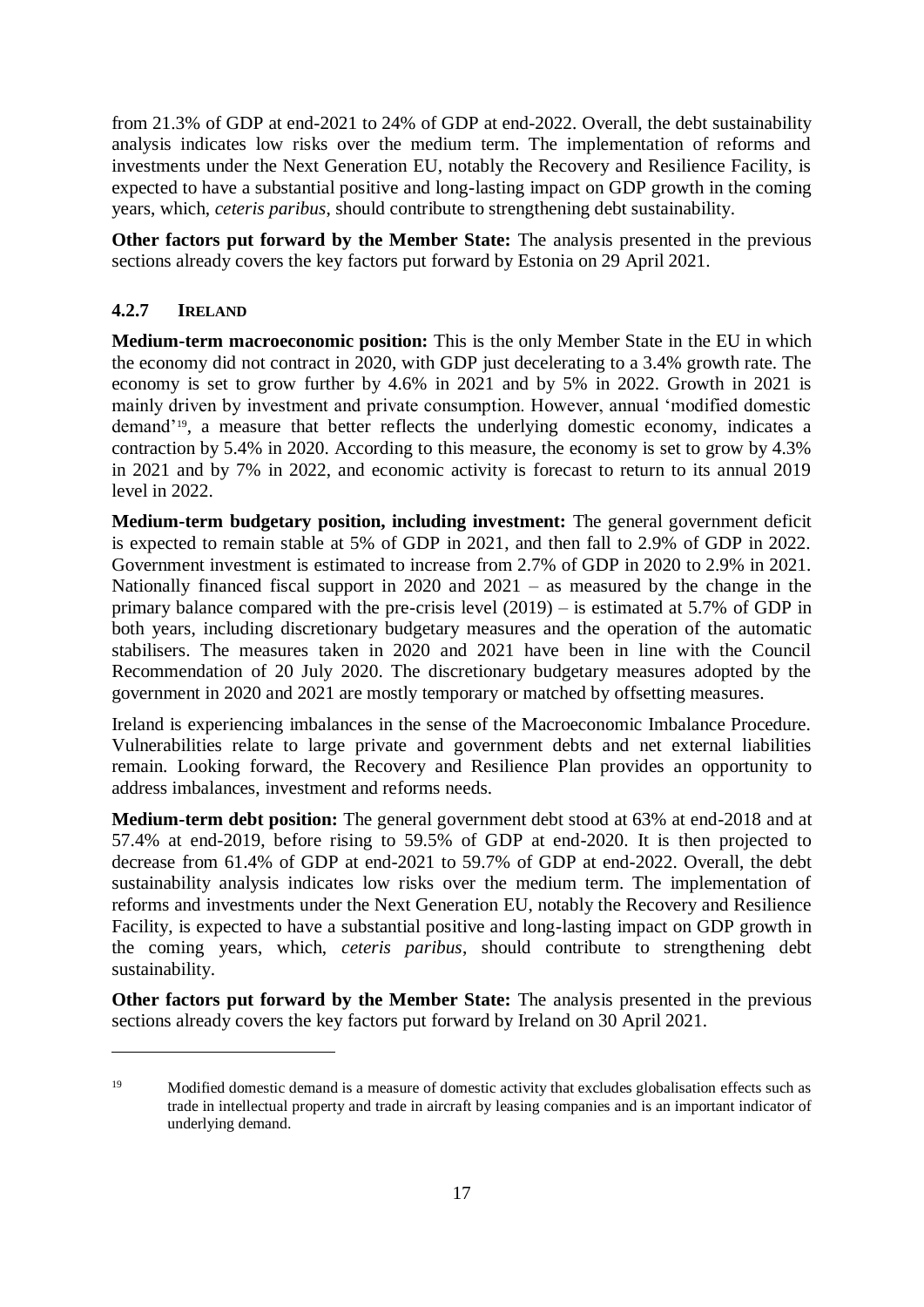from 21.3% of GDP at end-2021 to 24% of GDP at end-2022. Overall, the debt sustainability analysis indicates low risks over the medium term. The implementation of reforms and investments under the Next Generation EU, notably the Recovery and Resilience Facility, is expected to have a substantial positive and long-lasting impact on GDP growth in the coming years, which, *ceteris paribus*, should contribute to strengthening debt sustainability.

**Other factors put forward by the Member State:** The analysis presented in the previous sections already covers the key factors put forward by Estonia on 29 April 2021.

### 4.2.7 IRELAND

**Medium-term macroeconomic position:** This is the only Member State in the EU in which the economy did not contract in 2020, with GDP just decelerating to a 3.4% growth rate. The economy is set to grow further by 4.6% in 2021 and by 5% in 2022. Growth in 2021 is mainly driven by investment and private consumption. However, annual 'modified domestic demand'[19], a measure that better reflects the underlying domestic economy, indicates a contraction by 5.4% in 2020. According to this measure, the economy is set to grow by 4.3% in 2021 and by 7% in 2022, and economic activity is forecast to return to its annual 2019 level in 2022.

**Medium-term budgetary position, including investment:** The general government deficit is expected to remain stable at 5% of GDP in 2021, and then fall to 2.9% of GDP in 2022. Government investment is estimated to increase from 2.7% of GDP in 2020 to 2.9% in 2021. Nationally financed fiscal support in 2020 and 2021 – as measured by the change in the primary balance compared with the pre-crisis level (2019) – is estimated at 5.7% of GDP in both years, including discretionary budgetary measures and the operation of the automatic stabilisers. The measures taken in 2020 and 2021 have been in line with the Council Recommendation of 20 July 2020. The discretionary budgetary measures adopted by the government in 2020 and 2021 are mostly temporary or matched by offsetting measures.

Ireland is experiencing imbalances in the sense of the Macroeconomic Imbalance Procedure. Vulnerabilities relate to large private and government debts and net external liabilities remain. Looking forward, the Recovery and Resilience Plan provides an opportunity to address imbalances, investment and reforms needs.

**Medium-term debt position:** The general government debt stood at 63% at end-2018 and at 57.4% at end-2019, before rising to 59.5% of GDP at end-2020. It is then projected to decrease from 61.4% of GDP at end-2021 to 59.7% of GDP at end-2022. Overall, the debt sustainability analysis indicates low risks over the medium term. The implementation of reforms and investments under the Next Generation EU, notably the Recovery and Resilience Facility, is expected to have a substantial positive and long-lasting impact on GDP growth in the coming years, which, *ceteris paribus*, should contribute to strengthening debt sustainability.

**Other factors put forward by the Member State:** The analysis presented in the previous sections already covers the key factors put forward by Ireland on 30 April 2021.

---

[19] Modified domestic demand is a measure of domestic activity that excludes globalisation effects such as trade in intellectual property and trade in aircraft by leasing companies and is an important indicator of underlying demand.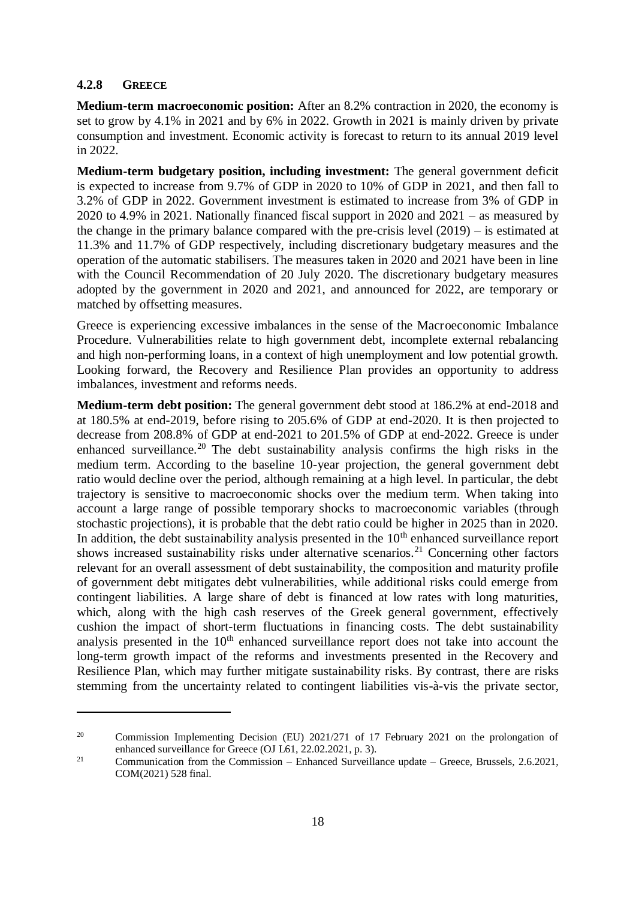#### 4.2.8 GREECE

**Medium-term macroeconomic position:** After an 8.2% contraction in 2020, the economy is set to grow by 4.1% in 2021 and by 6% in 2022. Growth in 2021 is mainly driven by private consumption and investment. Economic activity is forecast to return to its annual 2019 level in 2022.

**Medium-term budgetary position, including investment:** The general government deficit is expected to increase from 9.7% of GDP in 2020 to 10% of GDP in 2021, and then fall to 3.2% of GDP in 2022. Government investment is estimated to increase from 3% of GDP in 2020 to 4.9% in 2021. Nationally financed fiscal support in 2020 and 2021 – as measured by the change in the primary balance compared with the pre-crisis level (2019) – is estimated at 11.3% and 11.7% of GDP respectively, including discretionary budgetary measures and the operation of the automatic stabilisers. The measures taken in 2020 and 2021 have been in line with the Council Recommendation of 20 July 2020. The discretionary budgetary measures adopted by the government in 2020 and 2021, and announced for 2022, are temporary or matched by offsetting measures.

Greece is experiencing excessive imbalances in the sense of the Macroeconomic Imbalance Procedure. Vulnerabilities relate to high government debt, incomplete external rebalancing and high non-performing loans, in a context of high unemployment and low potential growth. Looking forward, the Recovery and Resilience Plan provides an opportunity to address imbalances, investment and reforms needs.

**Medium-term debt position:** The general government debt stood at 186.2% at end-2018 and at 180.5% at end-2019, before rising to 205.6% of GDP at end-2020. It is then projected to decrease from 208.8% of GDP at end-2021 to 201.5% of GDP at end-2022. Greece is under enhanced surveillance.[20] The debt sustainability analysis confirms the high risks in the medium term. According to the baseline 10-year projection, the general government debt ratio would decline over the period, although remaining at a high level. In particular, the debt trajectory is sensitive to macroeconomic shocks over the medium term. When taking into account a large range of possible temporary shocks to macroeconomic variables (through stochastic projections), it is probable that the debt ratio could be higher in 2025 than in 2020. In addition, the debt sustainability analysis presented in the 10th enhanced surveillance report shows increased sustainability risks under alternative scenarios.[21] Concerning other factors relevant for an overall assessment of debt sustainability, the composition and maturity profile of government debt mitigates debt vulnerabilities, while additional risks could emerge from contingent liabilities. A large share of debt is financed at low rates with long maturities, which, along with the high cash reserves of the Greek general government, effectively cushion the impact of short-term fluctuations in financing costs. The debt sustainability analysis presented in the 10th enhanced surveillance report does not take into account the long-term growth impact of the reforms and investments presented in the Recovery and Resilience Plan, which may further mitigate sustainability risks. By contrast, there are risks stemming from the uncertainty related to contingent liabilities vis-à-vis the private sector,

---

[20] Commission Implementing Decision (EU) 2021/271 of 17 February 2021 on the prolongation of enhanced surveillance for Greece (OJ L61, 22.02.2021, p. 3).

[21] Communication from the Commission – Enhanced Surveillance update – Greece, Brussels, 2.6.2021, COM(2021) 528 final.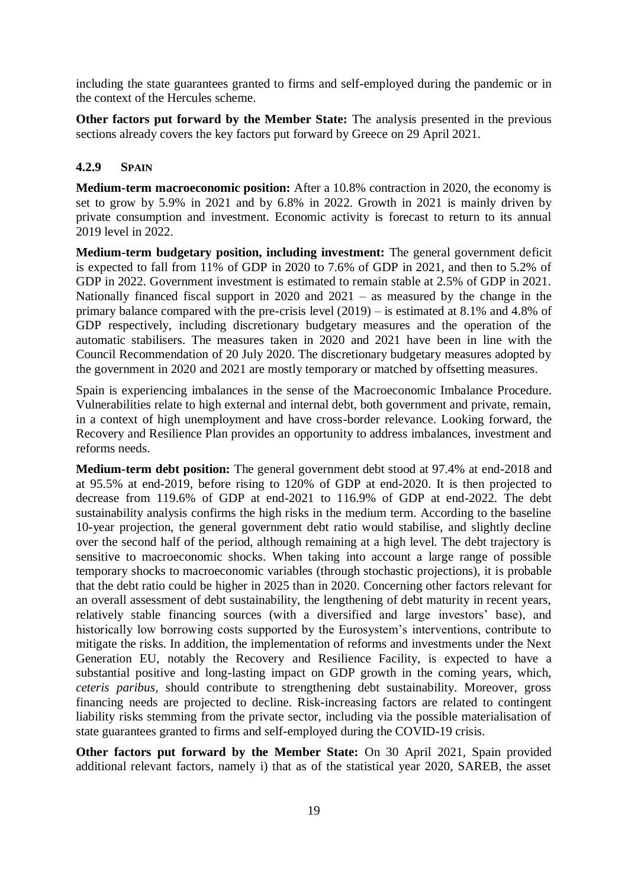including the state guarantees granted to firms and self-employed during the pandemic or in the context of the Hercules scheme.

**Other factors put forward by the Member State:** The analysis presented in the previous sections already covers the key factors put forward by Greece on 29 April 2021.

### 4.2.9 SPAIN

**Medium-term macroeconomic position:** After a 10.8% contraction in 2020, the economy is set to grow by 5.9% in 2021 and by 6.8% in 2022. Growth in 2021 is mainly driven by private consumption and investment. Economic activity is forecast to return to its annual 2019 level in 2022.

**Medium-term budgetary position, including investment:** The general government deficit is expected to fall from 11% of GDP in 2020 to 7.6% of GDP in 2021, and then to 5.2% of GDP in 2022. Government investment is estimated to remain stable at 2.5% of GDP in 2021. Nationally financed fiscal support in 2020 and 2021 – as measured by the change in the primary balance compared with the pre-crisis level (2019) – is estimated at 8.1% and 4.8% of GDP respectively, including discretionary budgetary measures and the operation of the automatic stabilisers. The measures taken in 2020 and 2021 have been in line with the Council Recommendation of 20 July 2020. The discretionary budgetary measures adopted by the government in 2020 and 2021 are mostly temporary or matched by offsetting measures.

Spain is experiencing imbalances in the sense of the Macroeconomic Imbalance Procedure. Vulnerabilities relate to high external and internal debt, both government and private, remain, in a context of high unemployment and have cross-border relevance. Looking forward, the Recovery and Resilience Plan provides an opportunity to address imbalances, investment and reforms needs.

**Medium-term debt position:** The general government debt stood at 97.4% at end-2018 and at 95.5% at end-2019, before rising to 120% of GDP at end-2020. It is then projected to decrease from 119.6% of GDP at end-2021 to 116.9% of GDP at end-2022. The debt sustainability analysis confirms the high risks in the medium term. According to the baseline 10-year projection, the general government debt ratio would stabilise, and slightly decline over the second half of the period, although remaining at a high level. The debt trajectory is sensitive to macroeconomic shocks. When taking into account a large range of possible temporary shocks to macroeconomic variables (through stochastic projections), it is probable that the debt ratio could be higher in 2025 than in 2020. Concerning other factors relevant for an overall assessment of debt sustainability, the lengthening of debt maturity in recent years, relatively stable financing sources (with a diversified and large investors' base), and historically low borrowing costs supported by the Eurosystem's interventions, contribute to mitigate the risks. In addition, the implementation of reforms and investments under the Next Generation EU, notably the Recovery and Resilience Facility, is expected to have a substantial positive and long-lasting impact on GDP growth in the coming years, which, *ceteris paribus*, should contribute to strengthening debt sustainability. Moreover, gross financing needs are projected to decline. Risk-increasing factors are related to contingent liability risks stemming from the private sector, including via the possible materialisation of state guarantees granted to firms and self-employed during the COVID-19 crisis.

**Other factors put forward by the Member State:** On 30 April 2021, Spain provided additional relevant factors, namely i) that as of the statistical year 2020, SAREB, the asset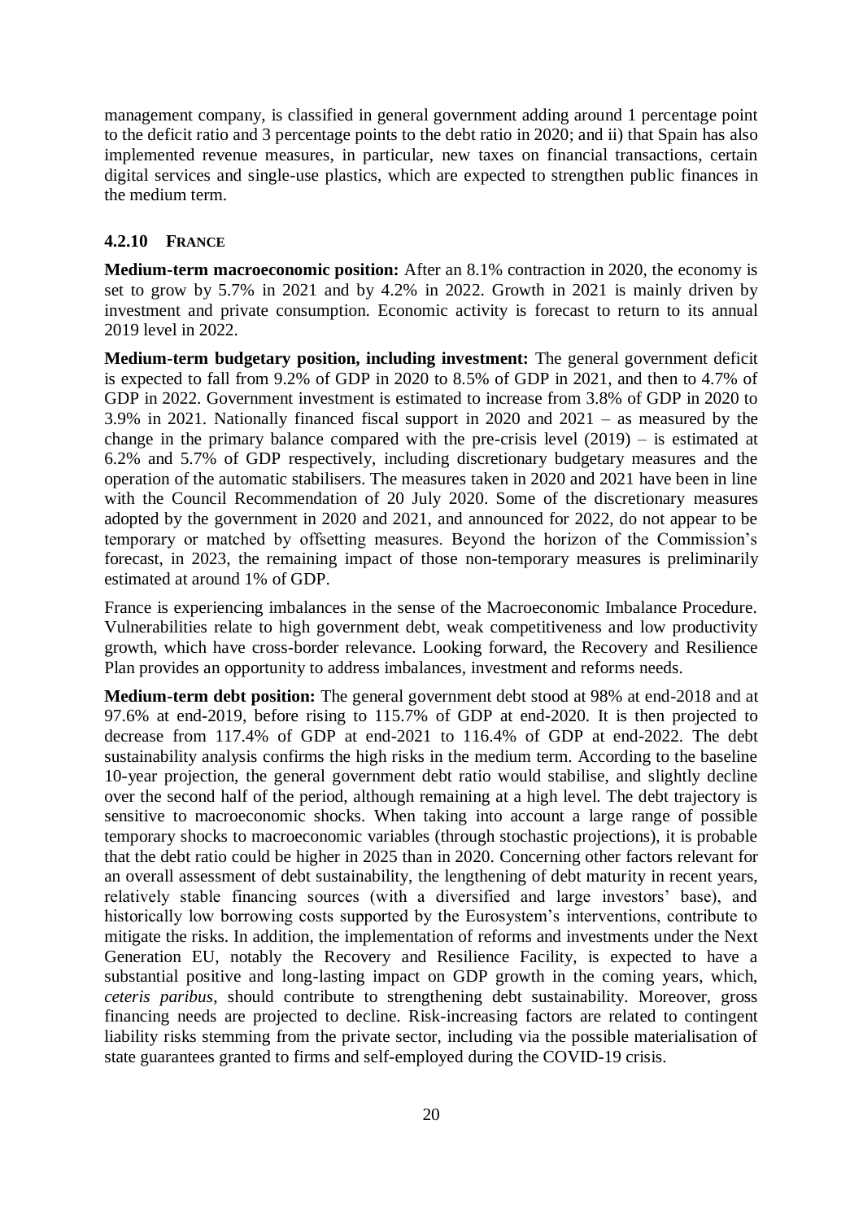management company, is classified in general government adding around 1 percentage point to the deficit ratio and 3 percentage points to the debt ratio in 2020; and ii) that Spain has also implemented revenue measures, in particular, new taxes on financial transactions, certain digital services and single-use plastics, which are expected to strengthen public finances in the medium term.

#### 4.2.10 FRANCE

**Medium-term macroeconomic position:** After an 8.1% contraction in 2020, the economy is set to grow by 5.7% in 2021 and by 4.2% in 2022. Growth in 2021 is mainly driven by investment and private consumption. Economic activity is forecast to return to its annual 2019 level in 2022.

**Medium-term budgetary position, including investment:** The general government deficit is expected to fall from 9.2% of GDP in 2020 to 8.5% of GDP in 2021, and then to 4.7% of GDP in 2022. Government investment is estimated to increase from 3.8% of GDP in 2020 to 3.9% in 2021. Nationally financed fiscal support in 2020 and 2021 – as measured by the change in the primary balance compared with the pre-crisis level (2019) – is estimated at 6.2% and 5.7% of GDP respectively, including discretionary budgetary measures and the operation of the automatic stabilisers. The measures taken in 2020 and 2021 have been in line with the Council Recommendation of 20 July 2020. Some of the discretionary measures adopted by the government in 2020 and 2021, and announced for 2022, do not appear to be temporary or matched by offsetting measures. Beyond the horizon of the Commission's forecast, in 2023, the remaining impact of those non-temporary measures is preliminarily estimated at around 1% of GDP.

France is experiencing imbalances in the sense of the Macroeconomic Imbalance Procedure. Vulnerabilities relate to high government debt, weak competitiveness and low productivity growth, which have cross-border relevance. Looking forward, the Recovery and Resilience Plan provides an opportunity to address imbalances, investment and reforms needs.

**Medium-term debt position:** The general government debt stood at 98% at end-2018 and at 97.6% at end-2019, before rising to 115.7% of GDP at end-2020. It is then projected to decrease from 117.4% of GDP at end-2021 to 116.4% of GDP at end-2022. The debt sustainability analysis confirms the high risks in the medium term. According to the baseline 10-year projection, the general government debt ratio would stabilise, and slightly decline over the second half of the period, although remaining at a high level. The debt trajectory is sensitive to macroeconomic shocks. When taking into account a large range of possible temporary shocks to macroeconomic variables (through stochastic projections), it is probable that the debt ratio could be higher in 2025 than in 2020. Concerning other factors relevant for an overall assessment of debt sustainability, the lengthening of debt maturity in recent years, relatively stable financing sources (with a diversified and large investors' base), and historically low borrowing costs supported by the Eurosystem's interventions, contribute to mitigate the risks. In addition, the implementation of reforms and investments under the Next Generation EU, notably the Recovery and Resilience Facility, is expected to have a substantial positive and long-lasting impact on GDP growth in the coming years, which, *ceteris paribus*, should contribute to strengthening debt sustainability. Moreover, gross financing needs are projected to decline. Risk-increasing factors are related to contingent liability risks stemming from the private sector, including via the possible materialisation of state guarantees granted to firms and self-employed during the COVID-19 crisis.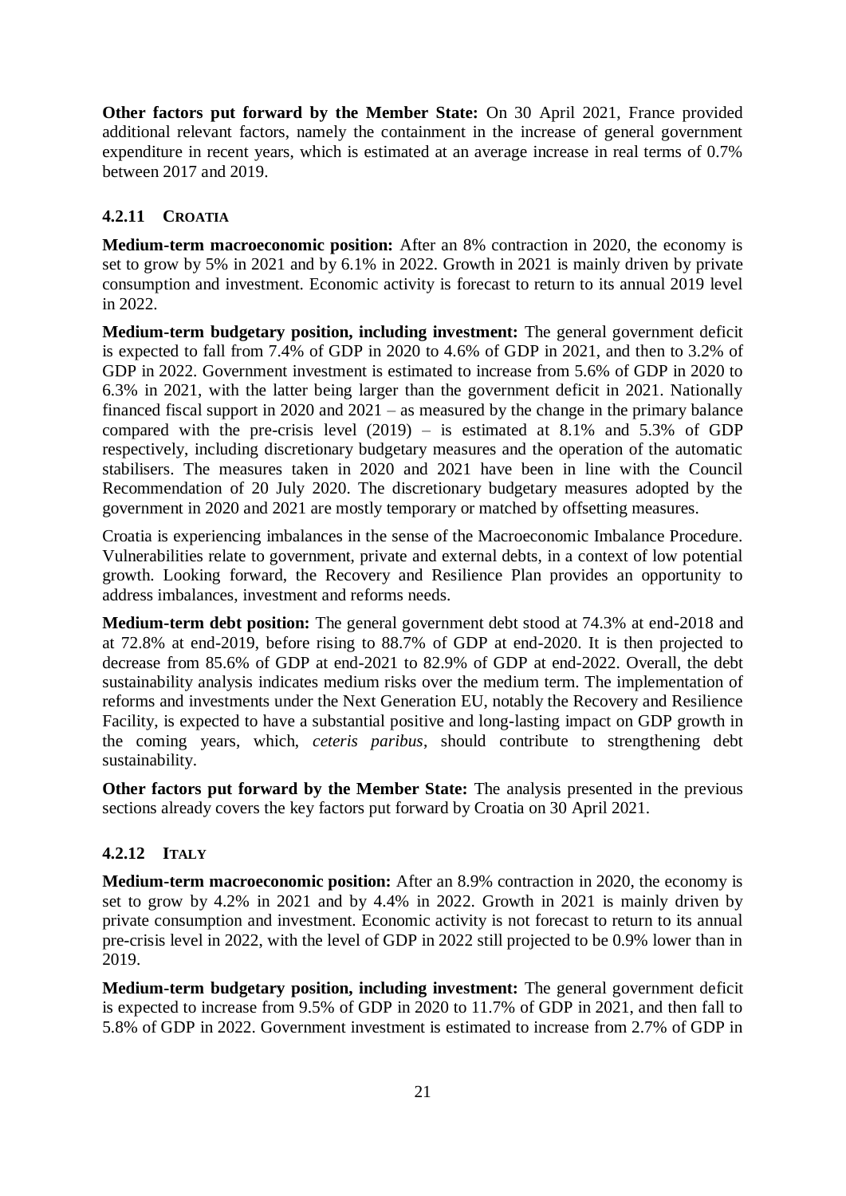**Other factors put forward by the Member State:** On 30 April 2021, France provided additional relevant factors, namely the containment in the increase of general government expenditure in recent years, which is estimated at an average increase in real terms of 0.7% between 2017 and 2019.

### 4.2.11 CROATIA

**Medium-term macroeconomic position:** After an 8% contraction in 2020, the economy is set to grow by 5% in 2021 and by 6.1% in 2022. Growth in 2021 is mainly driven by private consumption and investment. Economic activity is forecast to return to its annual 2019 level in 2022.

**Medium-term budgetary position, including investment:** The general government deficit is expected to fall from 7.4% of GDP in 2020 to 4.6% of GDP in 2021, and then to 3.2% of GDP in 2022. Government investment is estimated to increase from 5.6% of GDP in 2020 to 6.3% in 2021, with the latter being larger than the government deficit in 2021. Nationally financed fiscal support in 2020 and 2021 – as measured by the change in the primary balance compared with the pre-crisis level (2019) – is estimated at 8.1% and 5.3% of GDP respectively, including discretionary budgetary measures and the operation of the automatic stabilisers. The measures taken in 2020 and 2021 have been in line with the Council Recommendation of 20 July 2020. The discretionary budgetary measures adopted by the government in 2020 and 2021 are mostly temporary or matched by offsetting measures.

Croatia is experiencing imbalances in the sense of the Macroeconomic Imbalance Procedure. Vulnerabilities relate to government, private and external debts, in a context of low potential growth. Looking forward, the Recovery and Resilience Plan provides an opportunity to address imbalances, investment and reforms needs.

**Medium-term debt position:** The general government debt stood at 74.3% at end-2018 and at 72.8% at end-2019, before rising to 88.7% of GDP at end-2020. It is then projected to decrease from 85.6% of GDP at end-2021 to 82.9% of GDP at end-2022. Overall, the debt sustainability analysis indicates medium risks over the medium term. The implementation of reforms and investments under the Next Generation EU, notably the Recovery and Resilience Facility, is expected to have a substantial positive and long-lasting impact on GDP growth in the coming years, which, *ceteris paribus*, should contribute to strengthening debt sustainability.

**Other factors put forward by the Member State:** The analysis presented in the previous sections already covers the key factors put forward by Croatia on 30 April 2021.

### 4.2.12 ITALY

**Medium-term macroeconomic position:** After an 8.9% contraction in 2020, the economy is set to grow by 4.2% in 2021 and by 4.4% in 2022. Growth in 2021 is mainly driven by private consumption and investment. Economic activity is not forecast to return to its annual pre-crisis level in 2022, with the level of GDP in 2022 still projected to be 0.9% lower than in 2019.

**Medium-term budgetary position, including investment:** The general government deficit is expected to increase from 9.5% of GDP in 2020 to 11.7% of GDP in 2021, and then fall to 5.8% of GDP in 2022. Government investment is estimated to increase from 2.7% of GDP in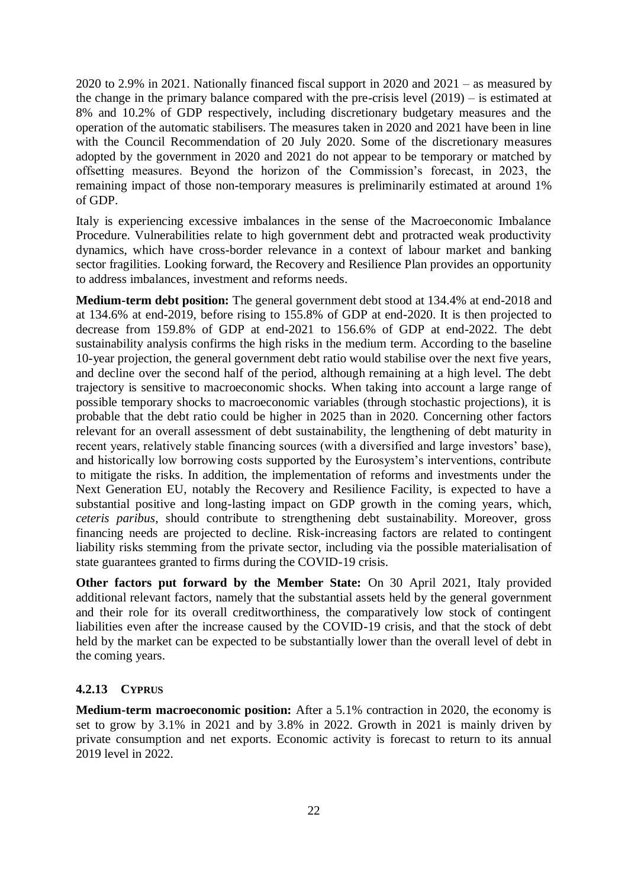2020 to 2.9% in 2021. Nationally financed fiscal support in 2020 and 2021 – as measured by the change in the primary balance compared with the pre-crisis level (2019) – is estimated at 8% and 10.2% of GDP respectively, including discretionary budgetary measures and the operation of the automatic stabilisers. The measures taken in 2020 and 2021 have been in line with the Council Recommendation of 20 July 2020. Some of the discretionary measures adopted by the government in 2020 and 2021 do not appear to be temporary or matched by offsetting measures. Beyond the horizon of the Commission's forecast, in 2023, the remaining impact of those non-temporary measures is preliminarily estimated at around 1% of GDP.

Italy is experiencing excessive imbalances in the sense of the Macroeconomic Imbalance Procedure. Vulnerabilities relate to high government debt and protracted weak productivity dynamics, which have cross-border relevance in a context of labour market and banking sector fragilities. Looking forward, the Recovery and Resilience Plan provides an opportunity to address imbalances, investment and reforms needs.

**Medium-term debt position:** The general government debt stood at 134.4% at end-2018 and at 134.6% at end-2019, before rising to 155.8% of GDP at end-2020. It is then projected to decrease from 159.8% of GDP at end-2021 to 156.6% of GDP at end-2022. The debt sustainability analysis confirms the high risks in the medium term. According to the baseline 10-year projection, the general government debt ratio would stabilise over the next five years, and decline over the second half of the period, although remaining at a high level. The debt trajectory is sensitive to macroeconomic shocks. When taking into account a large range of possible temporary shocks to macroeconomic variables (through stochastic projections), it is probable that the debt ratio could be higher in 2025 than in 2020. Concerning other factors relevant for an overall assessment of debt sustainability, the lengthening of debt maturity in recent years, relatively stable financing sources (with a diversified and large investors' base), and historically low borrowing costs supported by the Eurosystem's interventions, contribute to mitigate the risks. In addition, the implementation of reforms and investments under the Next Generation EU, notably the Recovery and Resilience Facility, is expected to have a substantial positive and long-lasting impact on GDP growth in the coming years, which, *ceteris paribus*, should contribute to strengthening debt sustainability. Moreover, gross financing needs are projected to decline. Risk-increasing factors are related to contingent liability risks stemming from the private sector, including via the possible materialisation of state guarantees granted to firms during the COVID-19 crisis.

**Other factors put forward by the Member State:** On 30 April 2021, Italy provided additional relevant factors, namely that the substantial assets held by the general government and their role for its overall creditworthiness, the comparatively low stock of contingent liabilities even after the increase caused by the COVID-19 crisis, and that the stock of debt held by the market can be expected to be substantially lower than the overall level of debt in the coming years.

#### 4.2.13 CYPRUS

**Medium-term macroeconomic position:** After a 5.1% contraction in 2020, the economy is set to grow by 3.1% in 2021 and by 3.8% in 2022. Growth in 2021 is mainly driven by private consumption and net exports. Economic activity is forecast to return to its annual 2019 level in 2022.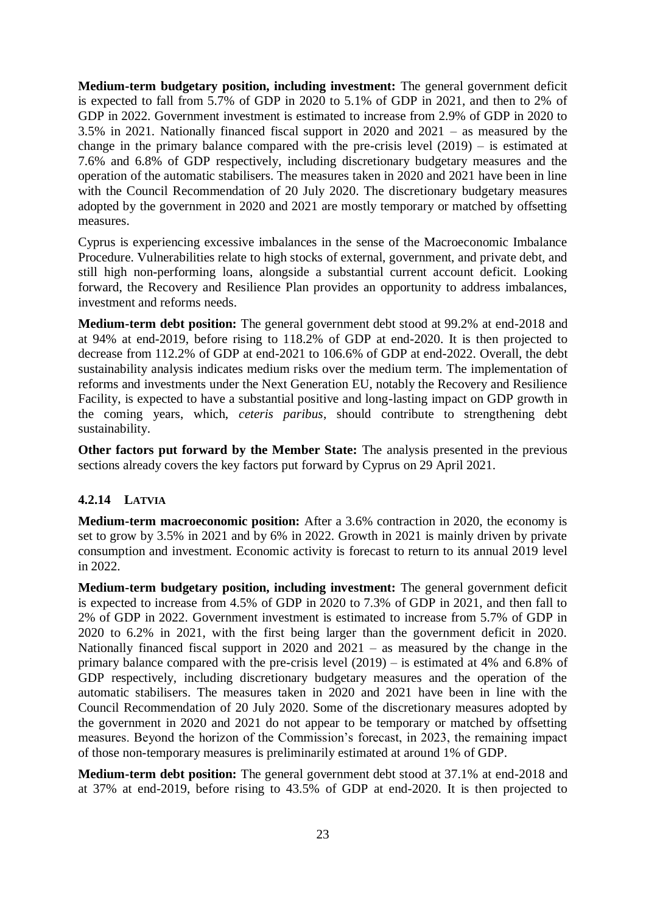**Medium-term budgetary position, including investment:** The general government deficit is expected to fall from 5.7% of GDP in 2020 to 5.1% of GDP in 2021, and then to 2% of GDP in 2022. Government investment is estimated to increase from 2.9% of GDP in 2020 to 3.5% in 2021. Nationally financed fiscal support in 2020 and 2021 – as measured by the change in the primary balance compared with the pre-crisis level (2019) – is estimated at 7.6% and 6.8% of GDP respectively, including discretionary budgetary measures and the operation of the automatic stabilisers. The measures taken in 2020 and 2021 have been in line with the Council Recommendation of 20 July 2020. The discretionary budgetary measures adopted by the government in 2020 and 2021 are mostly temporary or matched by offsetting measures.

Cyprus is experiencing excessive imbalances in the sense of the Macroeconomic Imbalance Procedure. Vulnerabilities relate to high stocks of external, government, and private debt, and still high non-performing loans, alongside a substantial current account deficit. Looking forward, the Recovery and Resilience Plan provides an opportunity to address imbalances, investment and reforms needs.

**Medium-term debt position:** The general government debt stood at 99.2% at end-2018 and at 94% at end-2019, before rising to 118.2% of GDP at end-2020. It is then projected to decrease from 112.2% of GDP at end-2021 to 106.6% of GDP at end-2022. Overall, the debt sustainability analysis indicates medium risks over the medium term. The implementation of reforms and investments under the Next Generation EU, notably the Recovery and Resilience Facility, is expected to have a substantial positive and long-lasting impact on GDP growth in the coming years, which, *ceteris paribus*, should contribute to strengthening debt sustainability.

**Other factors put forward by the Member State:** The analysis presented in the previous sections already covers the key factors put forward by Cyprus on 29 April 2021.

### 4.2.14 LATVIA

**Medium-term macroeconomic position:** After a 3.6% contraction in 2020, the economy is set to grow by 3.5% in 2021 and by 6% in 2022. Growth in 2021 is mainly driven by private consumption and investment. Economic activity is forecast to return to its annual 2019 level in 2022.

**Medium-term budgetary position, including investment:** The general government deficit is expected to increase from 4.5% of GDP in 2020 to 7.3% of GDP in 2021, and then fall to 2% of GDP in 2022. Government investment is estimated to increase from 5.7% of GDP in 2020 to 6.2% in 2021, with the first being larger than the government deficit in 2020. Nationally financed fiscal support in 2020 and 2021 – as measured by the change in the primary balance compared with the pre-crisis level (2019) – is estimated at 4% and 6.8% of GDP respectively, including discretionary budgetary measures and the operation of the automatic stabilisers. The measures taken in 2020 and 2021 have been in line with the Council Recommendation of 20 July 2020. Some of the discretionary measures adopted by the government in 2020 and 2021 do not appear to be temporary or matched by offsetting measures. Beyond the horizon of the Commission's forecast, in 2023, the remaining impact of those non-temporary measures is preliminarily estimated at around 1% of GDP.

**Medium-term debt position:** The general government debt stood at 37.1% at end-2018 and at 37% at end-2019, before rising to 43.5% of GDP at end-2020. It is then projected to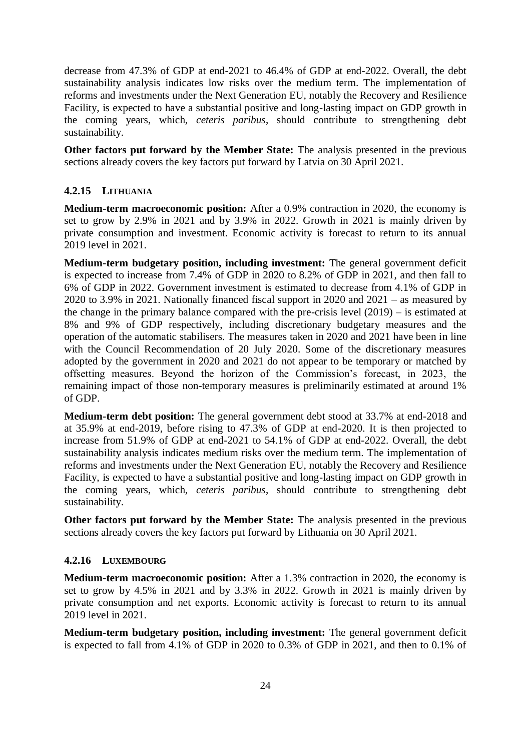decrease from 47.3% of GDP at end-2021 to 46.4% of GDP at end-2022. Overall, the debt sustainability analysis indicates low risks over the medium term. The implementation of reforms and investments under the Next Generation EU, notably the Recovery and Resilience Facility, is expected to have a substantial positive and long-lasting impact on GDP growth in the coming years, which, *ceteris paribus*, should contribute to strengthening debt sustainability.

**Other factors put forward by the Member State:** The analysis presented in the previous sections already covers the key factors put forward by Latvia on 30 April 2021.

#### 4.2.15 LITHUANIA

**Medium-term macroeconomic position:** After a 0.9% contraction in 2020, the economy is set to grow by 2.9% in 2021 and by 3.9% in 2022. Growth in 2021 is mainly driven by private consumption and investment. Economic activity is forecast to return to its annual 2019 level in 2021.

**Medium-term budgetary position, including investment:** The general government deficit is expected to increase from 7.4% of GDP in 2020 to 8.2% of GDP in 2021, and then fall to 6% of GDP in 2022. Government investment is estimated to decrease from 4.1% of GDP in 2020 to 3.9% in 2021. Nationally financed fiscal support in 2020 and 2021 – as measured by the change in the primary balance compared with the pre-crisis level (2019) – is estimated at 8% and 9% of GDP respectively, including discretionary budgetary measures and the operation of the automatic stabilisers. The measures taken in 2020 and 2021 have been in line with the Council Recommendation of 20 July 2020. Some of the discretionary measures adopted by the government in 2020 and 2021 do not appear to be temporary or matched by offsetting measures. Beyond the horizon of the Commission's forecast, in 2023, the remaining impact of those non-temporary measures is preliminarily estimated at around 1% of GDP.

**Medium-term debt position:** The general government debt stood at 33.7% at end-2018 and at 35.9% at end-2019, before rising to 47.3% of GDP at end-2020. It is then projected to increase from 51.9% of GDP at end-2021 to 54.1% of GDP at end-2022. Overall, the debt sustainability analysis indicates medium risks over the medium term. The implementation of reforms and investments under the Next Generation EU, notably the Recovery and Resilience Facility, is expected to have a substantial positive and long-lasting impact on GDP growth in the coming years, which, *ceteris paribus*, should contribute to strengthening debt sustainability.

**Other factors put forward by the Member State:** The analysis presented in the previous sections already covers the key factors put forward by Lithuania on 30 April 2021.

#### 4.2.16 LUXEMBOURG

**Medium-term macroeconomic position:** After a 1.3% contraction in 2020, the economy is set to grow by 4.5% in 2021 and by 3.3% in 2022. Growth in 2021 is mainly driven by private consumption and net exports. Economic activity is forecast to return to its annual 2019 level in 2021.

**Medium-term budgetary position, including investment:** The general government deficit is expected to fall from 4.1% of GDP in 2020 to 0.3% of GDP in 2021, and then to 0.1% of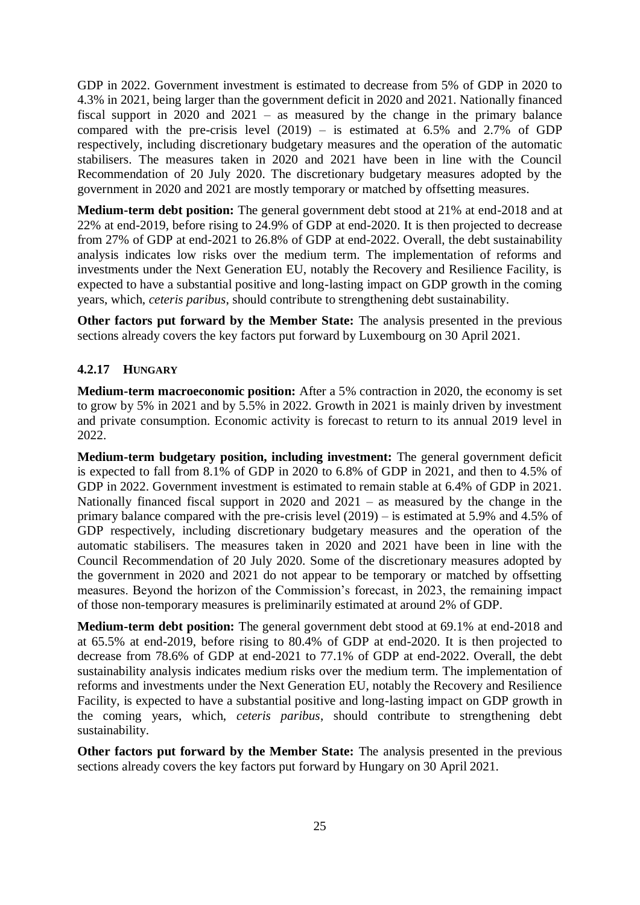GDP in 2022. Government investment is estimated to decrease from 5% of GDP in 2020 to 4.3% in 2021, being larger than the government deficit in 2020 and 2021. Nationally financed fiscal support in 2020 and 2021 – as measured by the change in the primary balance compared with the pre-crisis level (2019) – is estimated at 6.5% and 2.7% of GDP respectively, including discretionary budgetary measures and the operation of the automatic stabilisers. The measures taken in 2020 and 2021 have been in line with the Council Recommendation of 20 July 2020. The discretionary budgetary measures adopted by the government in 2020 and 2021 are mostly temporary or matched by offsetting measures.

**Medium-term debt position:** The general government debt stood at 21% at end-2018 and at 22% at end-2019, before rising to 24.9% of GDP at end-2020. It is then projected to decrease from 27% of GDP at end-2021 to 26.8% of GDP at end-2022. Overall, the debt sustainability analysis indicates low risks over the medium term. The implementation of reforms and investments under the Next Generation EU, notably the Recovery and Resilience Facility, is expected to have a substantial positive and long-lasting impact on GDP growth in the coming years, which, *ceteris paribus*, should contribute to strengthening debt sustainability.

**Other factors put forward by the Member State:** The analysis presented in the previous sections already covers the key factors put forward by Luxembourg on 30 April 2021.

### 4.2.17 HUNGARY

**Medium-term macroeconomic position:** After a 5% contraction in 2020, the economy is set to grow by 5% in 2021 and by 5.5% in 2022. Growth in 2021 is mainly driven by investment and private consumption. Economic activity is forecast to return to its annual 2019 level in 2022.

**Medium-term budgetary position, including investment:** The general government deficit is expected to fall from 8.1% of GDP in 2020 to 6.8% of GDP in 2021, and then to 4.5% of GDP in 2022. Government investment is estimated to remain stable at 6.4% of GDP in 2021. Nationally financed fiscal support in 2020 and 2021 – as measured by the change in the primary balance compared with the pre-crisis level (2019) – is estimated at 5.9% and 4.5% of GDP respectively, including discretionary budgetary measures and the operation of the automatic stabilisers. The measures taken in 2020 and 2021 have been in line with the Council Recommendation of 20 July 2020. Some of the discretionary measures adopted by the government in 2020 and 2021 do not appear to be temporary or matched by offsetting measures. Beyond the horizon of the Commission's forecast, in 2023, the remaining impact of those non-temporary measures is preliminarily estimated at around 2% of GDP.

**Medium-term debt position:** The general government debt stood at 69.1% at end-2018 and at 65.5% at end-2019, before rising to 80.4% of GDP at end-2020. It is then projected to decrease from 78.6% of GDP at end-2021 to 77.1% of GDP at end-2022. Overall, the debt sustainability analysis indicates medium risks over the medium term. The implementation of reforms and investments under the Next Generation EU, notably the Recovery and Resilience Facility, is expected to have a substantial positive and long-lasting impact on GDP growth in the coming years, which, *ceteris paribus*, should contribute to strengthening debt sustainability.

**Other factors put forward by the Member State:** The analysis presented in the previous sections already covers the key factors put forward by Hungary on 30 April 2021.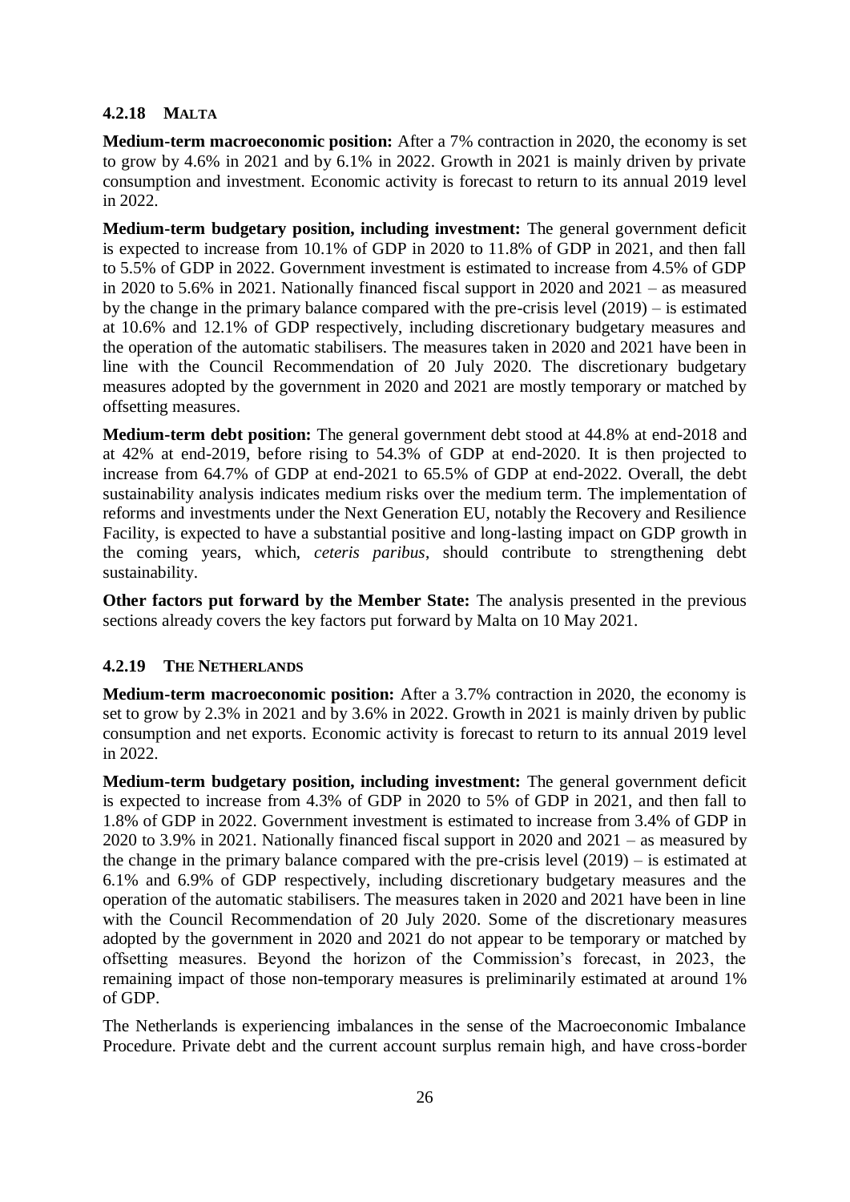### 4.2.18 MALTA

**Medium-term macroeconomic position:** After a 7% contraction in 2020, the economy is set to grow by 4.6% in 2021 and by 6.1% in 2022. Growth in 2021 is mainly driven by private consumption and investment. Economic activity is forecast to return to its annual 2019 level in 2022.

**Medium-term budgetary position, including investment:** The general government deficit is expected to increase from 10.1% of GDP in 2020 to 11.8% of GDP in 2021, and then fall to 5.5% of GDP in 2022. Government investment is estimated to increase from 4.5% of GDP in 2020 to 5.6% in 2021. Nationally financed fiscal support in 2020 and 2021 – as measured by the change in the primary balance compared with the pre-crisis level (2019) – is estimated at 10.6% and 12.1% of GDP respectively, including discretionary budgetary measures and the operation of the automatic stabilisers. The measures taken in 2020 and 2021 have been in line with the Council Recommendation of 20 July 2020. The discretionary budgetary measures adopted by the government in 2020 and 2021 are mostly temporary or matched by offsetting measures.

**Medium-term debt position:** The general government debt stood at 44.8% at end-2018 and at 42% at end-2019, before rising to 54.3% of GDP at end-2020. It is then projected to increase from 64.7% of GDP at end-2021 to 65.5% of GDP at end-2022. Overall, the debt sustainability analysis indicates medium risks over the medium term. The implementation of reforms and investments under the Next Generation EU, notably the Recovery and Resilience Facility, is expected to have a substantial positive and long-lasting impact on GDP growth in the coming years, which, *ceteris paribus*, should contribute to strengthening debt sustainability.

**Other factors put forward by the Member State:** The analysis presented in the previous sections already covers the key factors put forward by Malta on 10 May 2021.

### 4.2.19 THE NETHERLANDS

**Medium-term macroeconomic position:** After a 3.7% contraction in 2020, the economy is set to grow by 2.3% in 2021 and by 3.6% in 2022. Growth in 2021 is mainly driven by public consumption and net exports. Economic activity is forecast to return to its annual 2019 level in 2022.

**Medium-term budgetary position, including investment:** The general government deficit is expected to increase from 4.3% of GDP in 2020 to 5% of GDP in 2021, and then fall to 1.8% of GDP in 2022. Government investment is estimated to increase from 3.4% of GDP in 2020 to 3.9% in 2021. Nationally financed fiscal support in 2020 and 2021 – as measured by the change in the primary balance compared with the pre-crisis level (2019) – is estimated at 6.1% and 6.9% of GDP respectively, including discretionary budgetary measures and the operation of the automatic stabilisers. The measures taken in 2020 and 2021 have been in line with the Council Recommendation of 20 July 2020. Some of the discretionary measures adopted by the government in 2020 and 2021 do not appear to be temporary or matched by offsetting measures. Beyond the horizon of the Commission's forecast, in 2023, the remaining impact of those non-temporary measures is preliminarily estimated at around 1% of GDP.

The Netherlands is experiencing imbalances in the sense of the Macroeconomic Imbalance Procedure. Private debt and the current account surplus remain high, and have cross-border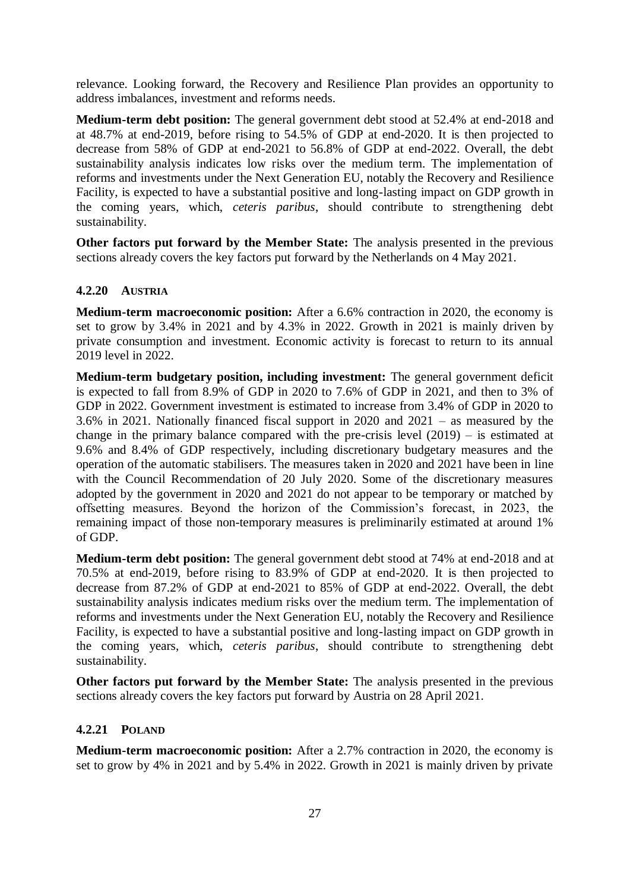relevance. Looking forward, the Recovery and Resilience Plan provides an opportunity to address imbalances, investment and reforms needs.

**Medium-term debt position:** The general government debt stood at 52.4% at end-2018 and at 48.7% at end-2019, before rising to 54.5% of GDP at end-2020. It is then projected to decrease from 58% of GDP at end-2021 to 56.8% of GDP at end-2022. Overall, the debt sustainability analysis indicates low risks over the medium term. The implementation of reforms and investments under the Next Generation EU, notably the Recovery and Resilience Facility, is expected to have a substantial positive and long-lasting impact on GDP growth in the coming years, which, *ceteris paribus*, should contribute to strengthening debt sustainability.

**Other factors put forward by the Member State:** The analysis presented in the previous sections already covers the key factors put forward by the Netherlands on 4 May 2021.

### 4.2.20 AUSTRIA

**Medium-term macroeconomic position:** After a 6.6% contraction in 2020, the economy is set to grow by 3.4% in 2021 and by 4.3% in 2022. Growth in 2021 is mainly driven by private consumption and investment. Economic activity is forecast to return to its annual 2019 level in 2022.

**Medium-term budgetary position, including investment:** The general government deficit is expected to fall from 8.9% of GDP in 2020 to 7.6% of GDP in 2021, and then to 3% of GDP in 2022. Government investment is estimated to increase from 3.4% of GDP in 2020 to 3.6% in 2021. Nationally financed fiscal support in 2020 and 2021 – as measured by the change in the primary balance compared with the pre-crisis level (2019) – is estimated at 9.6% and 8.4% of GDP respectively, including discretionary budgetary measures and the operation of the automatic stabilisers. The measures taken in 2020 and 2021 have been in line with the Council Recommendation of 20 July 2020. Some of the discretionary measures adopted by the government in 2020 and 2021 do not appear to be temporary or matched by offsetting measures. Beyond the horizon of the Commission's forecast, in 2023, the remaining impact of those non-temporary measures is preliminarily estimated at around 1% of GDP.

**Medium-term debt position:** The general government debt stood at 74% at end-2018 and at 70.5% at end-2019, before rising to 83.9% of GDP at end-2020. It is then projected to decrease from 87.2% of GDP at end-2021 to 85% of GDP at end-2022. Overall, the debt sustainability analysis indicates medium risks over the medium term. The implementation of reforms and investments under the Next Generation EU, notably the Recovery and Resilience Facility, is expected to have a substantial positive and long-lasting impact on GDP growth in the coming years, which, *ceteris paribus*, should contribute to strengthening debt sustainability.

**Other factors put forward by the Member State:** The analysis presented in the previous sections already covers the key factors put forward by Austria on 28 April 2021.

### 4.2.21 POLAND

**Medium-term macroeconomic position:** After a 2.7% contraction in 2020, the economy is set to grow by 4% in 2021 and by 5.4% in 2022. Growth in 2021 is mainly driven by private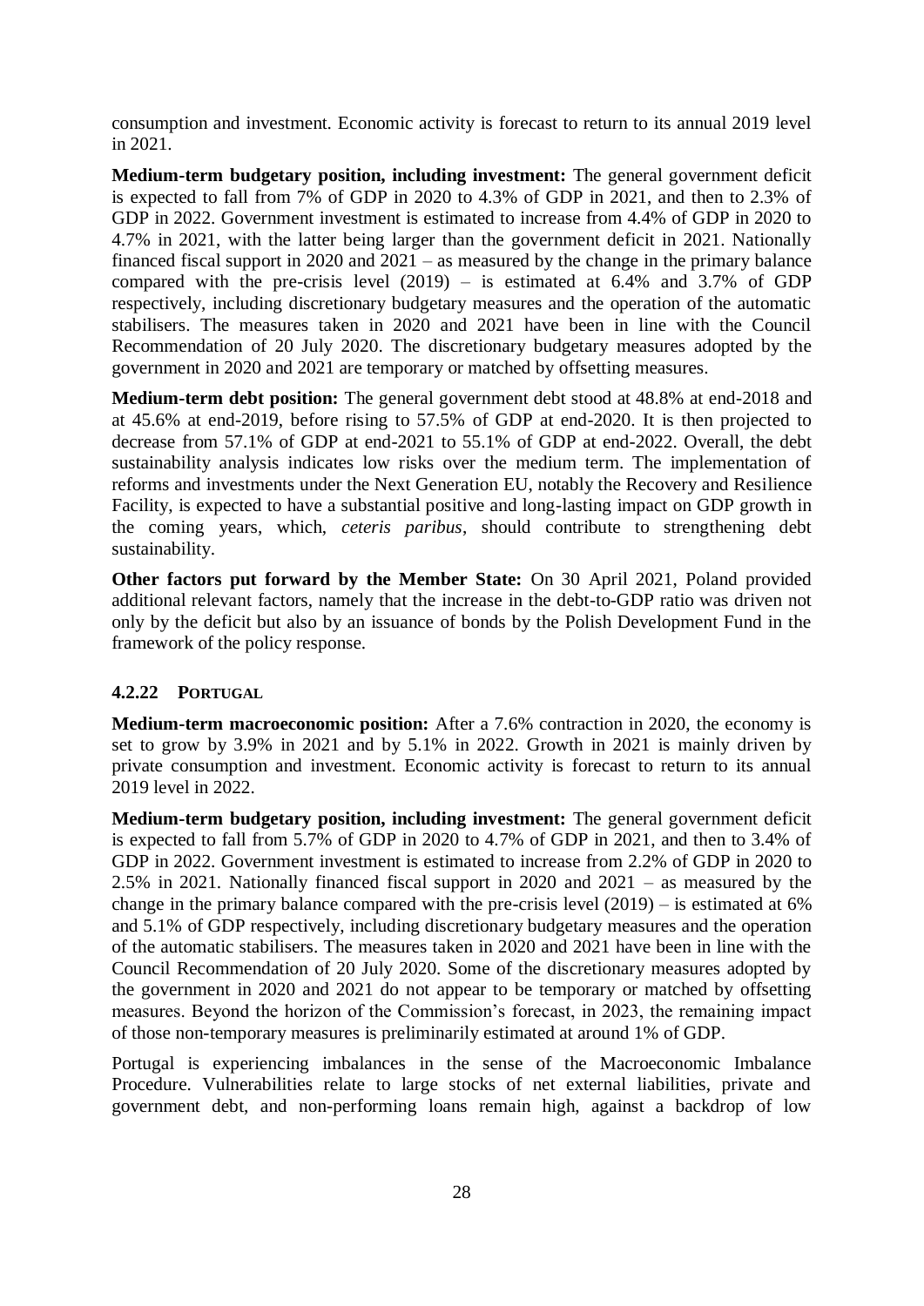consumption and investment. Economic activity is forecast to return to its annual 2019 level in 2021.

**Medium-term budgetary position, including investment:** The general government deficit is expected to fall from 7% of GDP in 2020 to 4.3% of GDP in 2021, and then to 2.3% of GDP in 2022. Government investment is estimated to increase from 4.4% of GDP in 2020 to 4.7% in 2021, with the latter being larger than the government deficit in 2021. Nationally financed fiscal support in 2020 and 2021 – as measured by the change in the primary balance compared with the pre-crisis level (2019) – is estimated at 6.4% and 3.7% of GDP respectively, including discretionary budgetary measures and the operation of the automatic stabilisers. The measures taken in 2020 and 2021 have been in line with the Council Recommendation of 20 July 2020. The discretionary budgetary measures adopted by the government in 2020 and 2021 are temporary or matched by offsetting measures.

**Medium-term debt position:** The general government debt stood at 48.8% at end-2018 and at 45.6% at end-2019, before rising to 57.5% of GDP at end-2020. It is then projected to decrease from 57.1% of GDP at end-2021 to 55.1% of GDP at end-2022. Overall, the debt sustainability analysis indicates low risks over the medium term. The implementation of reforms and investments under the Next Generation EU, notably the Recovery and Resilience Facility, is expected to have a substantial positive and long-lasting impact on GDP growth in the coming years, which, *ceteris paribus*, should contribute to strengthening debt sustainability.

**Other factors put forward by the Member State:** On 30 April 2021, Poland provided additional relevant factors, namely that the increase in the debt-to-GDP ratio was driven not only by the deficit but also by an issuance of bonds by the Polish Development Fund in the framework of the policy response.

#### 4.2.22 PORTUGAL

**Medium-term macroeconomic position:** After a 7.6% contraction in 2020, the economy is set to grow by 3.9% in 2021 and by 5.1% in 2022. Growth in 2021 is mainly driven by private consumption and investment. Economic activity is forecast to return to its annual 2019 level in 2022.

**Medium-term budgetary position, including investment:** The general government deficit is expected to fall from 5.7% of GDP in 2020 to 4.7% of GDP in 2021, and then to 3.4% of GDP in 2022. Government investment is estimated to increase from 2.2% of GDP in 2020 to 2.5% in 2021. Nationally financed fiscal support in 2020 and 2021 – as measured by the change in the primary balance compared with the pre-crisis level (2019) – is estimated at 6% and 5.1% of GDP respectively, including discretionary budgetary measures and the operation of the automatic stabilisers. The measures taken in 2020 and 2021 have been in line with the Council Recommendation of 20 July 2020. Some of the discretionary measures adopted by the government in 2020 and 2021 do not appear to be temporary or matched by offsetting measures. Beyond the horizon of the Commission's forecast, in 2023, the remaining impact of those non-temporary measures is preliminarily estimated at around 1% of GDP.

Portugal is experiencing imbalances in the sense of the Macroeconomic Imbalance Procedure. Vulnerabilities relate to large stocks of net external liabilities, private and government debt, and non-performing loans remain high, against a backdrop of low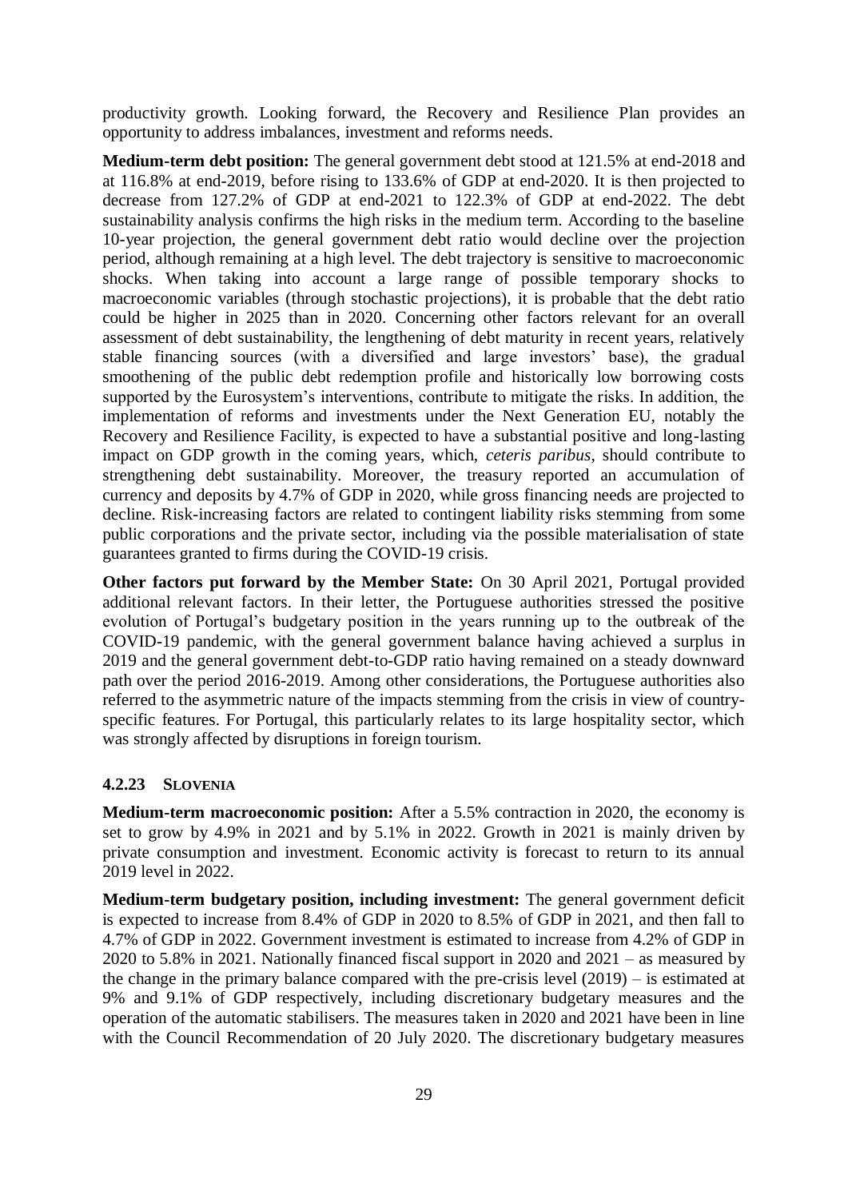productivity growth. Looking forward, the Recovery and Resilience Plan provides an opportunity to address imbalances, investment and reforms needs.

**Medium-term debt position:** The general government debt stood at 121.5% at end-2018 and at 116.8% at end-2019, before rising to 133.6% of GDP at end-2020. It is then projected to decrease from 127.2% of GDP at end-2021 to 122.3% of GDP at end-2022. The debt sustainability analysis confirms the high risks in the medium term. According to the baseline 10-year projection, the general government debt ratio would decline over the projection period, although remaining at a high level. The debt trajectory is sensitive to macroeconomic shocks. When taking into account a large range of possible temporary shocks to macroeconomic variables (through stochastic projections), it is probable that the debt ratio could be higher in 2025 than in 2020. Concerning other factors relevant for an overall assessment of debt sustainability, the lengthening of debt maturity in recent years, relatively stable financing sources (with a diversified and large investors' base), the gradual smoothening of the public debt redemption profile and historically low borrowing costs supported by the Eurosystem's interventions, contribute to mitigate the risks. In addition, the implementation of reforms and investments under the Next Generation EU, notably the Recovery and Resilience Facility, is expected to have a substantial positive and long-lasting impact on GDP growth in the coming years, which, *ceteris paribus*, should contribute to strengthening debt sustainability. Moreover, the treasury reported an accumulation of currency and deposits by 4.7% of GDP in 2020, while gross financing needs are projected to decline. Risk-increasing factors are related to contingent liability risks stemming from some public corporations and the private sector, including via the possible materialisation of state guarantees granted to firms during the COVID-19 crisis.

**Other factors put forward by the Member State:** On 30 April 2021, Portugal provided additional relevant factors. In their letter, the Portuguese authorities stressed the positive evolution of Portugal's budgetary position in the years running up to the outbreak of the COVID-19 pandemic, with the general government balance having achieved a surplus in 2019 and the general government debt-to-GDP ratio having remained on a steady downward path over the period 2016-2019. Among other considerations, the Portuguese authorities also referred to the asymmetric nature of the impacts stemming from the crisis in view of country-specific features. For Portugal, this particularly relates to its large hospitality sector, which was strongly affected by disruptions in foreign tourism.

#### 4.2.23 SLOVENIA

**Medium-term macroeconomic position:** After a 5.5% contraction in 2020, the economy is set to grow by 4.9% in 2021 and by 5.1% in 2022. Growth in 2021 is mainly driven by private consumption and investment. Economic activity is forecast to return to its annual 2019 level in 2022.

**Medium-term budgetary position, including investment:** The general government deficit is expected to increase from 8.4% of GDP in 2020 to 8.5% of GDP in 2021, and then fall to 4.7% of GDP in 2022. Government investment is estimated to increase from 4.2% of GDP in 2020 to 5.8% in 2021. Nationally financed fiscal support in 2020 and 2021 – as measured by the change in the primary balance compared with the pre-crisis level (2019) – is estimated at 9% and 9.1% of GDP respectively, including discretionary budgetary measures and the operation of the automatic stabilisers. The measures taken in 2020 and 2021 have been in line with the Council Recommendation of 20 July 2020. The discretionary budgetary measures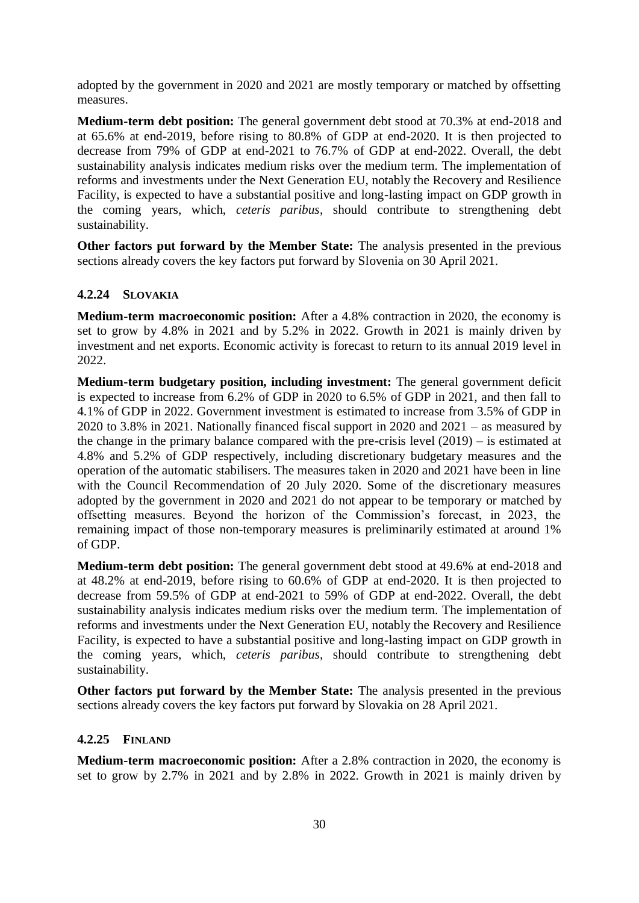adopted by the government in 2020 and 2021 are mostly temporary or matched by offsetting measures.

**Medium-term debt position:** The general government debt stood at 70.3% at end-2018 and at 65.6% at end-2019, before rising to 80.8% of GDP at end-2020. It is then projected to decrease from 79% of GDP at end-2021 to 76.7% of GDP at end-2022. Overall, the debt sustainability analysis indicates medium risks over the medium term. The implementation of reforms and investments under the Next Generation EU, notably the Recovery and Resilience Facility, is expected to have a substantial positive and long-lasting impact on GDP growth in the coming years, which, *ceteris paribus*, should contribute to strengthening debt sustainability.

**Other factors put forward by the Member State:** The analysis presented in the previous sections already covers the key factors put forward by Slovenia on 30 April 2021.

### 4.2.24 SLOVAKIA

**Medium-term macroeconomic position:** After a 4.8% contraction in 2020, the economy is set to grow by 4.8% in 2021 and by 5.2% in 2022. Growth in 2021 is mainly driven by investment and net exports. Economic activity is forecast to return to its annual 2019 level in 2022.

**Medium-term budgetary position, including investment:** The general government deficit is expected to increase from 6.2% of GDP in 2020 to 6.5% of GDP in 2021, and then fall to 4.1% of GDP in 2022. Government investment is estimated to increase from 3.5% of GDP in 2020 to 3.8% in 2021. Nationally financed fiscal support in 2020 and 2021 – as measured by the change in the primary balance compared with the pre-crisis level (2019) – is estimated at 4.8% and 5.2% of GDP respectively, including discretionary budgetary measures and the operation of the automatic stabilisers. The measures taken in 2020 and 2021 have been in line with the Council Recommendation of 20 July 2020. Some of the discretionary measures adopted by the government in 2020 and 2021 do not appear to be temporary or matched by offsetting measures. Beyond the horizon of the Commission's forecast, in 2023, the remaining impact of those non-temporary measures is preliminarily estimated at around 1% of GDP.

**Medium-term debt position:** The general government debt stood at 49.6% at end-2018 and at 48.2% at end-2019, before rising to 60.6% of GDP at end-2020. It is then projected to decrease from 59.5% of GDP at end-2021 to 59% of GDP at end-2022. Overall, the debt sustainability analysis indicates medium risks over the medium term. The implementation of reforms and investments under the Next Generation EU, notably the Recovery and Resilience Facility, is expected to have a substantial positive and long-lasting impact on GDP growth in the coming years, which, *ceteris paribus*, should contribute to strengthening debt sustainability.

**Other factors put forward by the Member State:** The analysis presented in the previous sections already covers the key factors put forward by Slovakia on 28 April 2021.

### 4.2.25 FINLAND

**Medium-term macroeconomic position:** After a 2.8% contraction in 2020, the economy is set to grow by 2.7% in 2021 and by 2.8% in 2022. Growth in 2021 is mainly driven by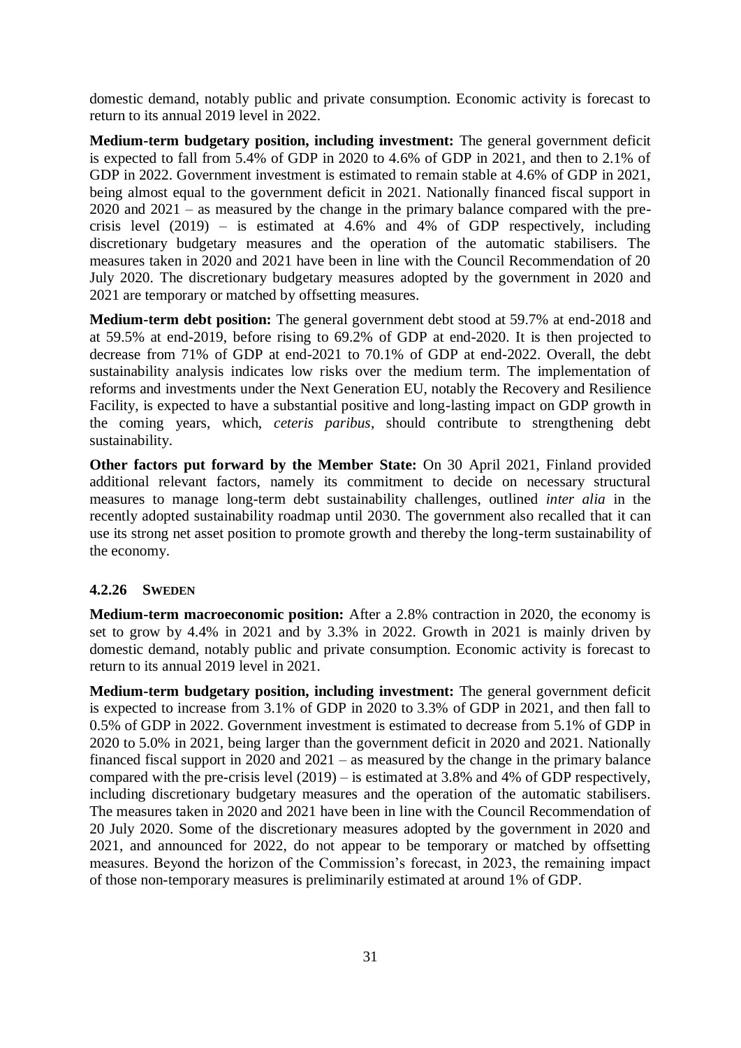domestic demand, notably public and private consumption. Economic activity is forecast to return to its annual 2019 level in 2022.

**Medium-term budgetary position, including investment:** The general government deficit is expected to fall from 5.4% of GDP in 2020 to 4.6% of GDP in 2021, and then to 2.1% of GDP in 2022. Government investment is estimated to remain stable at 4.6% of GDP in 2021, being almost equal to the government deficit in 2021. Nationally financed fiscal support in 2020 and 2021 – as measured by the change in the primary balance compared with the pre-crisis level (2019) – is estimated at 4.6% and 4% of GDP respectively, including discretionary budgetary measures and the operation of the automatic stabilisers. The measures taken in 2020 and 2021 have been in line with the Council Recommendation of 20 July 2020. The discretionary budgetary measures adopted by the government in 2020 and 2021 are temporary or matched by offsetting measures.

**Medium-term debt position:** The general government debt stood at 59.7% at end-2018 and at 59.5% at end-2019, before rising to 69.2% of GDP at end-2020. It is then projected to decrease from 71% of GDP at end-2021 to 70.1% of GDP at end-2022. Overall, the debt sustainability analysis indicates low risks over the medium term. The implementation of reforms and investments under the Next Generation EU, notably the Recovery and Resilience Facility, is expected to have a substantial positive and long-lasting impact on GDP growth in the coming years, which, *ceteris paribus*, should contribute to strengthening debt sustainability.

**Other factors put forward by the Member State:** On 30 April 2021, Finland provided additional relevant factors, namely its commitment to decide on necessary structural measures to manage long-term debt sustainability challenges, outlined *inter alia* in the recently adopted sustainability roadmap until 2030. The government also recalled that it can use its strong net asset position to promote growth and thereby the long-term sustainability of the economy.

#### 4.2.26 SWEDEN

**Medium-term macroeconomic position:** After a 2.8% contraction in 2020, the economy is set to grow by 4.4% in 2021 and by 3.3% in 2022. Growth in 2021 is mainly driven by domestic demand, notably public and private consumption. Economic activity is forecast to return to its annual 2019 level in 2021.

**Medium-term budgetary position, including investment:** The general government deficit is expected to increase from 3.1% of GDP in 2020 to 3.3% of GDP in 2021, and then fall to 0.5% of GDP in 2022. Government investment is estimated to decrease from 5.1% of GDP in 2020 to 5.0% in 2021, being larger than the government deficit in 2020 and 2021. Nationally financed fiscal support in 2020 and 2021 – as measured by the change in the primary balance compared with the pre-crisis level (2019) – is estimated at 3.8% and 4% of GDP respectively, including discretionary budgetary measures and the operation of the automatic stabilisers. The measures taken in 2020 and 2021 have been in line with the Council Recommendation of 20 July 2020. Some of the discretionary measures adopted by the government in 2020 and 2021, and announced for 2022, do not appear to be temporary or matched by offsetting measures. Beyond the horizon of the Commission's forecast, in 2023, the remaining impact of those non-temporary measures is preliminarily estimated at around 1% of GDP.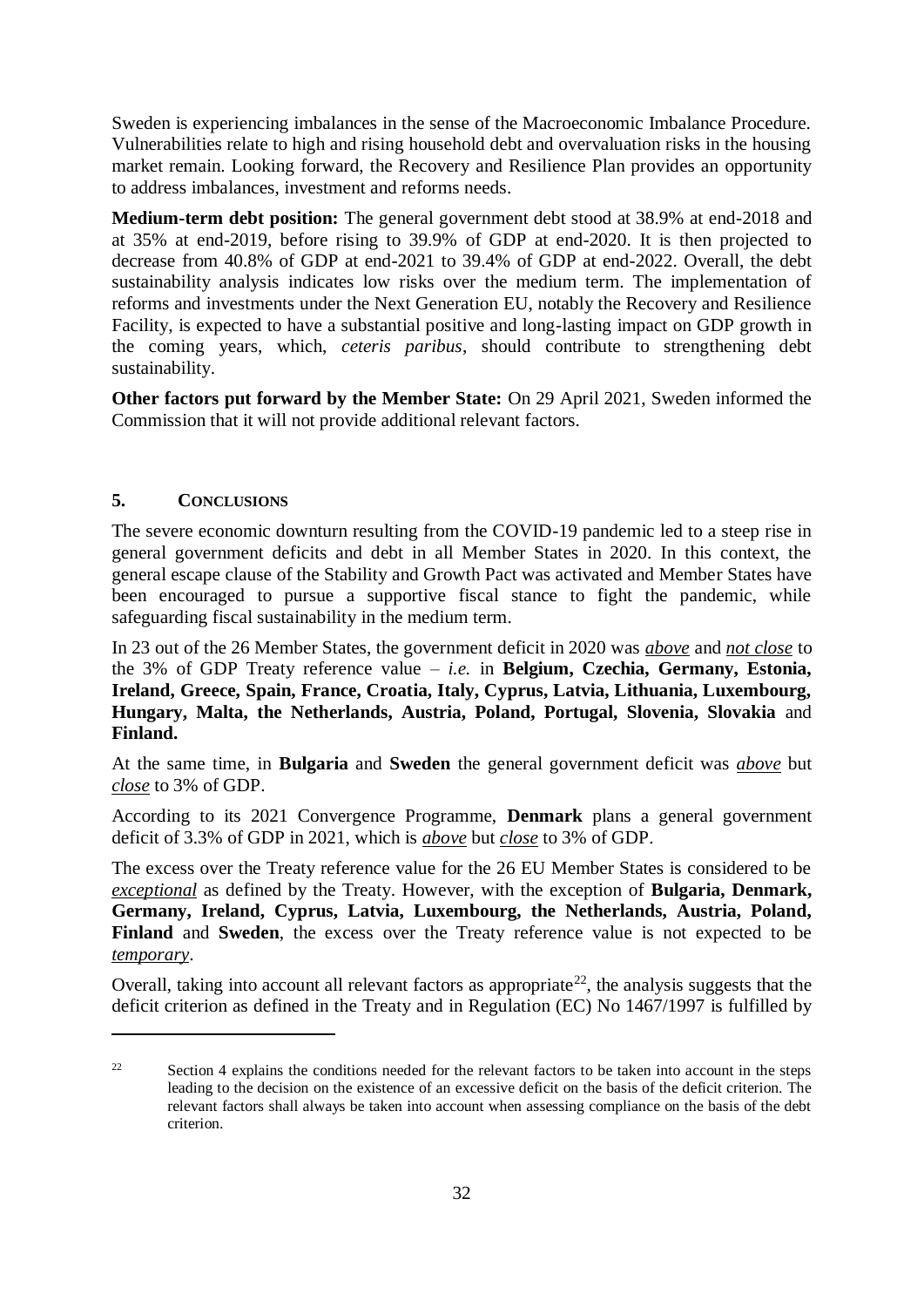Sweden is experiencing imbalances in the sense of the Macroeconomic Imbalance Procedure. Vulnerabilities relate to high and rising household debt and overvaluation risks in the housing market remain. Looking forward, the Recovery and Resilience Plan provides an opportunity to address imbalances, investment and reforms needs.

**Medium-term debt position:** The general government debt stood at 38.9% at end-2018 and at 35% at end-2019, before rising to 39.9% of GDP at end-2020. It is then projected to decrease from 40.8% of GDP at end-2021 to 39.4% of GDP at end-2022. Overall, the debt sustainability analysis indicates low risks over the medium term. The implementation of reforms and investments under the Next Generation EU, notably the Recovery and Resilience Facility, is expected to have a substantial positive and long-lasting impact on GDP growth in the coming years, which, *ceteris paribus*, should contribute to strengthening debt sustainability.

**Other factors put forward by the Member State:** On 29 April 2021, Sweden informed the Commission that it will not provide additional relevant factors.

## 5. CONCLUSIONS

The severe economic downturn resulting from the COVID-19 pandemic led to a steep rise in general government deficits and debt in all Member States in 2020. In this context, the general escape clause of the Stability and Growth Pact was activated and Member States have been encouraged to pursue a supportive fiscal stance to fight the pandemic, while safeguarding fiscal sustainability in the medium term.

In 23 out of the 26 Member States, the government deficit in 2020 was ***above*** and ***not close*** to the 3% of GDP Treaty reference value – *i.e.* in **Belgium, Czechia, Germany, Estonia, Ireland, Greece, Spain, France, Croatia, Italy, Cyprus, Latvia, Lithuania, Luxembourg, Hungary, Malta, the Netherlands, Austria, Poland, Portugal, Slovenia, Slovakia** and **Finland.**

At the same time, in **Bulgaria** and **Sweden** the general government deficit was ***above*** but ***close*** to 3% of GDP.

According to its 2021 Convergence Programme, **Denmark** plans a general government deficit of 3.3% of GDP in 2021, which is ***above*** but ***close*** to 3% of GDP.

The excess over the Treaty reference value for the 26 EU Member States is considered to be ***exceptional*** as defined by the Treaty. However, with the exception of **Bulgaria, Denmark, Germany, Ireland, Cyprus, Latvia, Luxembourg, the Netherlands, Austria, Poland, Finland** and **Sweden**, the excess over the Treaty reference value is not expected to be ***temporary***.

Overall, taking into account all relevant factors as appropriate[22], the analysis suggests that the deficit criterion as defined in the Treaty and in Regulation (EC) No 1467/1997 is fulfilled by

[22] Section 4 explains the conditions needed for the relevant factors to be taken into account in the steps leading to the decision on the existence of an excessive deficit on the basis of the deficit criterion. The relevant factors shall always be taken into account when assessing compliance on the basis of the debt criterion.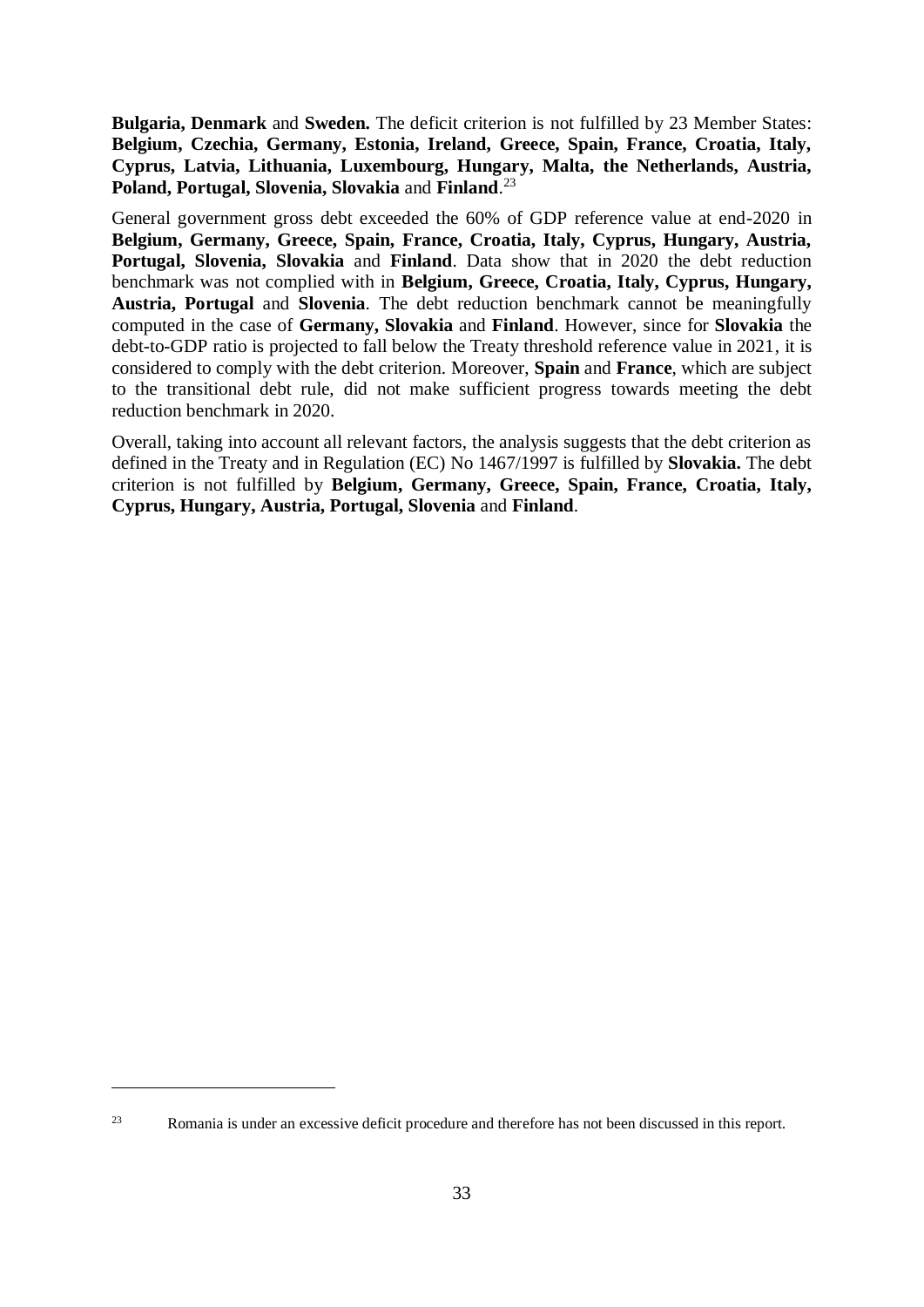**Bulgaria, Denmark** and **Sweden.** The deficit criterion is not fulfilled by 23 Member States: **Belgium, Czechia, Germany, Estonia, Ireland, Greece, Spain, France, Croatia, Italy, Cyprus, Latvia, Lithuania, Luxembourg, Hungary, Malta, the Netherlands, Austria, Poland, Portugal, Slovenia, Slovakia** and **Finland**.[23]

General government gross debt exceeded the 60% of GDP reference value at end-2020 in **Belgium, Germany, Greece, Spain, France, Croatia, Italy, Cyprus, Hungary, Austria, Portugal, Slovenia, Slovakia** and **Finland**. Data show that in 2020 the debt reduction benchmark was not complied with in **Belgium, Greece, Croatia, Italy, Cyprus, Hungary, Austria, Portugal** and **Slovenia**. The debt reduction benchmark cannot be meaningfully computed in the case of **Germany, Slovakia** and **Finland**. However, since for **Slovakia** the debt-to-GDP ratio is projected to fall below the Treaty threshold reference value in 2021, it is considered to comply with the debt criterion. Moreover, **Spain** and **France**, which are subject to the transitional debt rule, did not make sufficient progress towards meeting the debt reduction benchmark in 2020.

Overall, taking into account all relevant factors, the analysis suggests that the debt criterion as defined in the Treaty and in Regulation (EC) No 1467/1997 is fulfilled by **Slovakia.** The debt criterion is not fulfilled by **Belgium, Germany, Greece, Spain, France, Croatia, Italy, Cyprus, Hungary, Austria, Portugal, Slovenia** and **Finland**.

---

[23] Romania is under an excessive deficit procedure and therefore has not been discussed in this report.